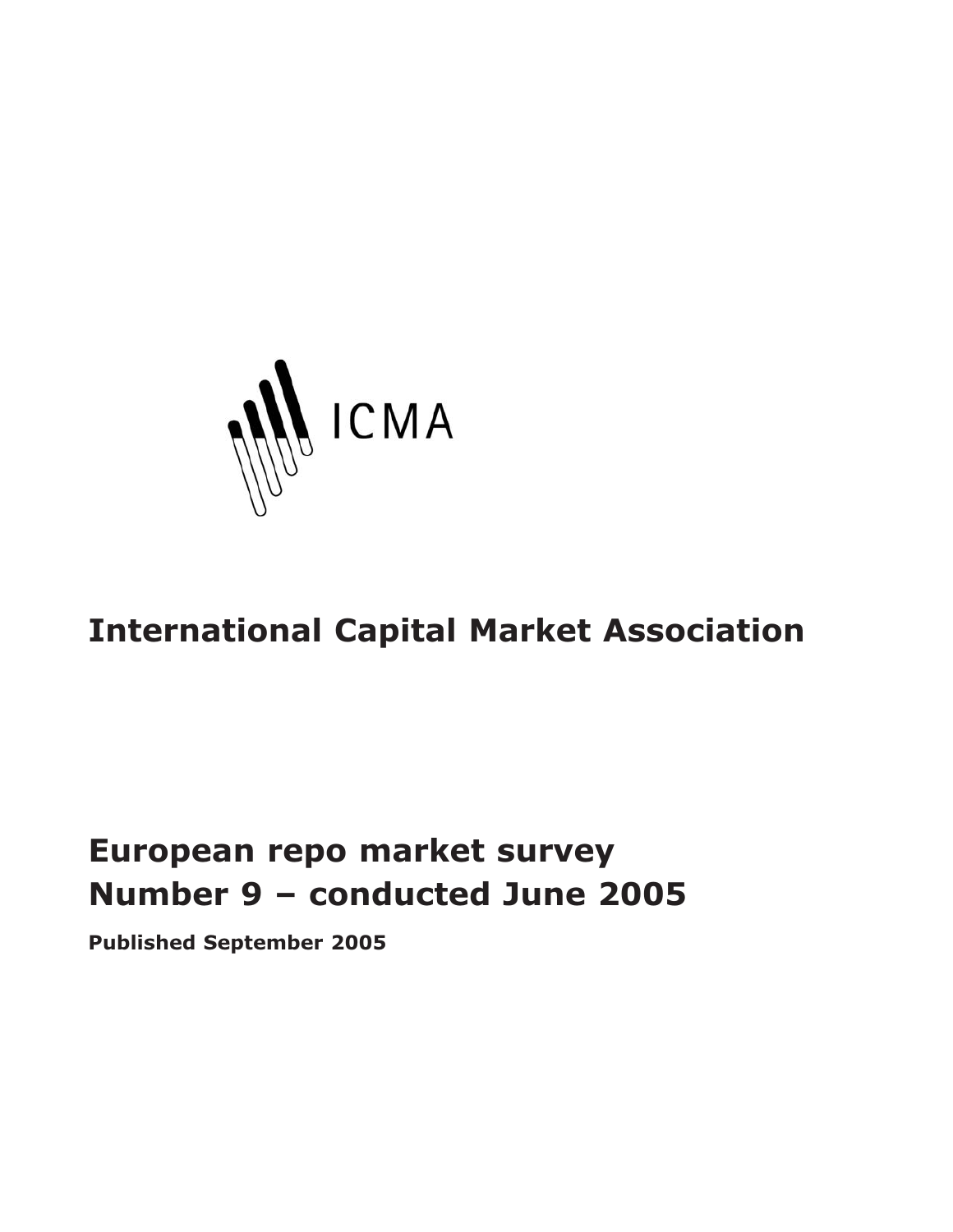ICMA

# International Capital Market Association

# European repo market survey
# Number 9 – conducted June 2005

**Published September 2005**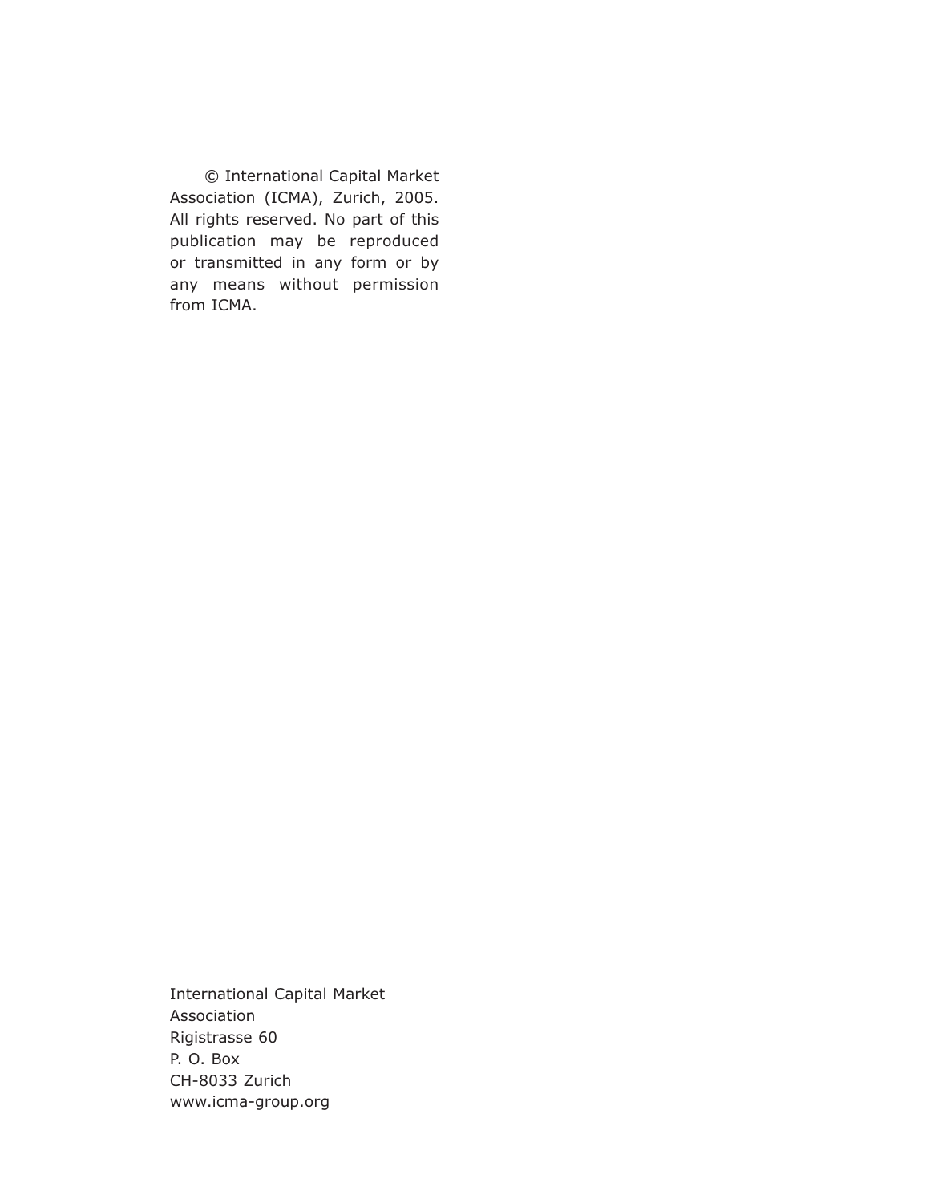© International Capital Market Association (ICMA), Zurich, 2005. All rights reserved. No part of this publication may be reproduced or transmitted in any form or by any means without permission from ICMA.

International Capital Market
Association
Rigistrasse 60
P. O. Box
CH-8033 Zurich
www.icma-group.org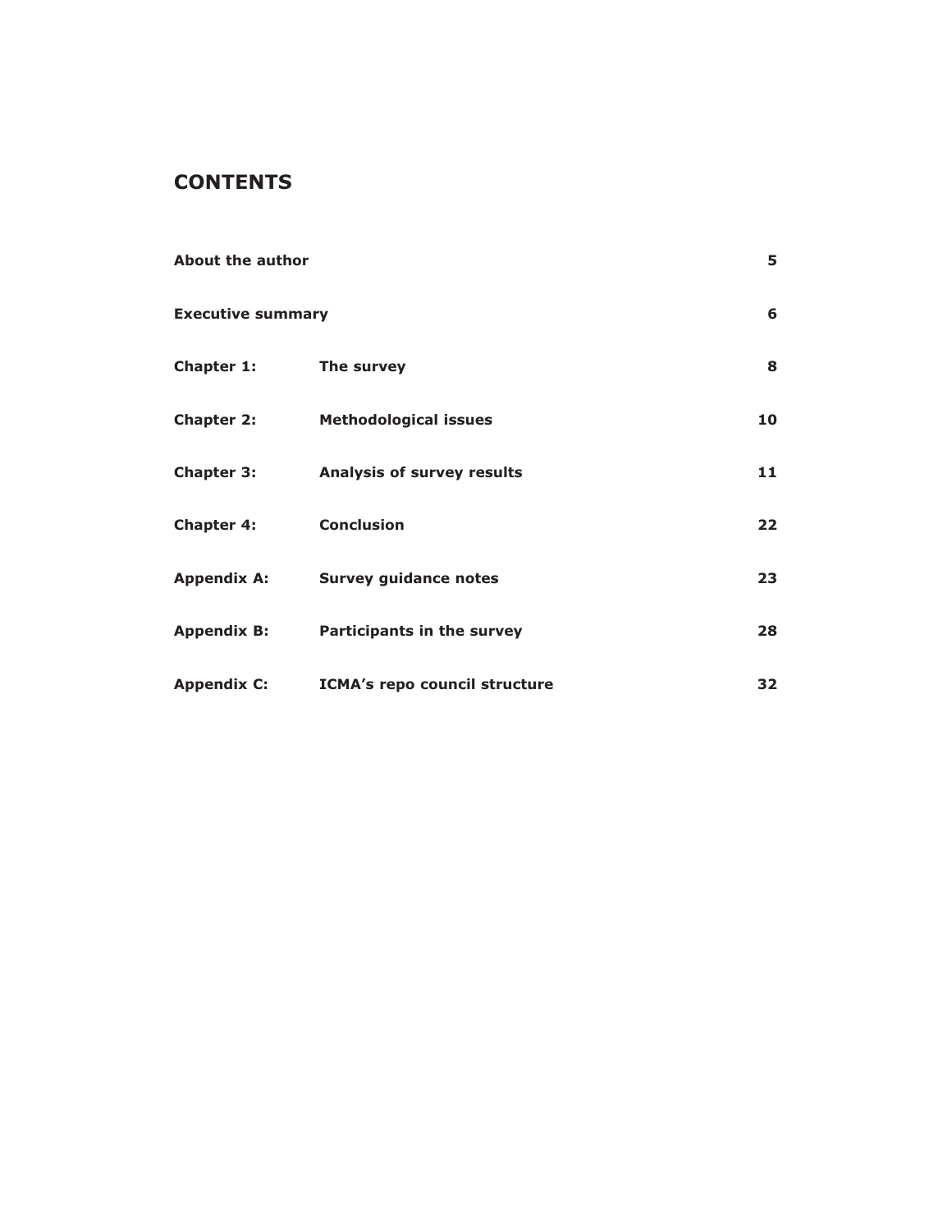## CONTENTS

| | | |
|---|---|---|
| **About the author** | | **5** |
| **Executive summary** | | **6** |
| **Chapter 1:** | **The survey** | **8** |
| **Chapter 2:** | **Methodological issues** | **10** |
| **Chapter 3:** | **Analysis of survey results** | **11** |
| **Chapter 4:** | **Conclusion** | **22** |
| **Appendix A:** | **Survey guidance notes** | **23** |
| **Appendix B:** | **Participants in the survey** | **28** |
| **Appendix C:** | **ICMA's repo council structure** | **32** |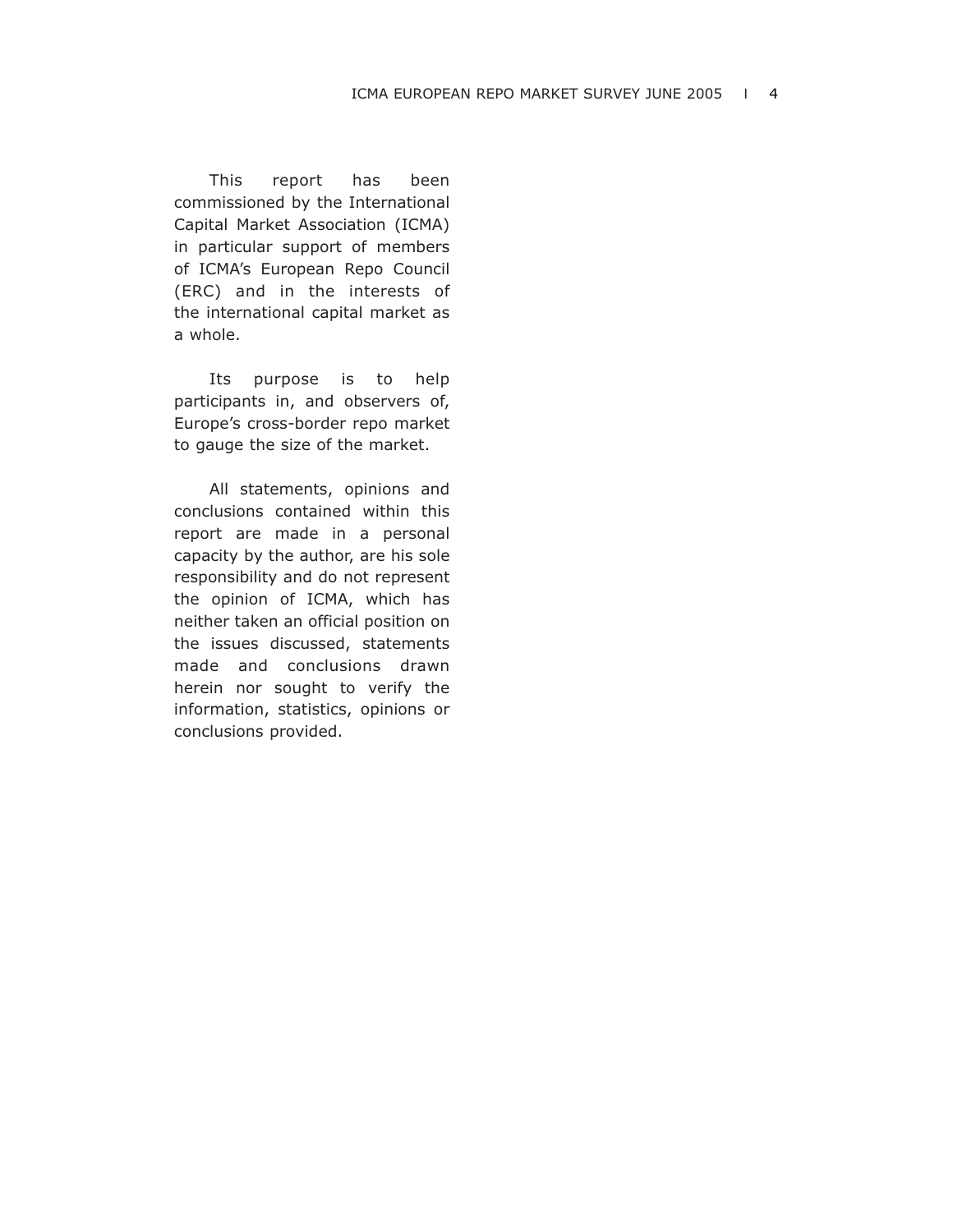This report has been commissioned by the International Capital Market Association (ICMA) in particular support of members of ICMA's European Repo Council (ERC) and in the interests of the international capital market as a whole.

Its purpose is to help participants in, and observers of, Europe's cross-border repo market to gauge the size of the market.

All statements, opinions and conclusions contained within this report are made in a personal capacity by the author, are his sole responsibility and do not represent the opinion of ICMA, which has neither taken an official position on the issues discussed, statements made and conclusions drawn herein nor sought to verify the information, statistics, opinions or conclusions provided.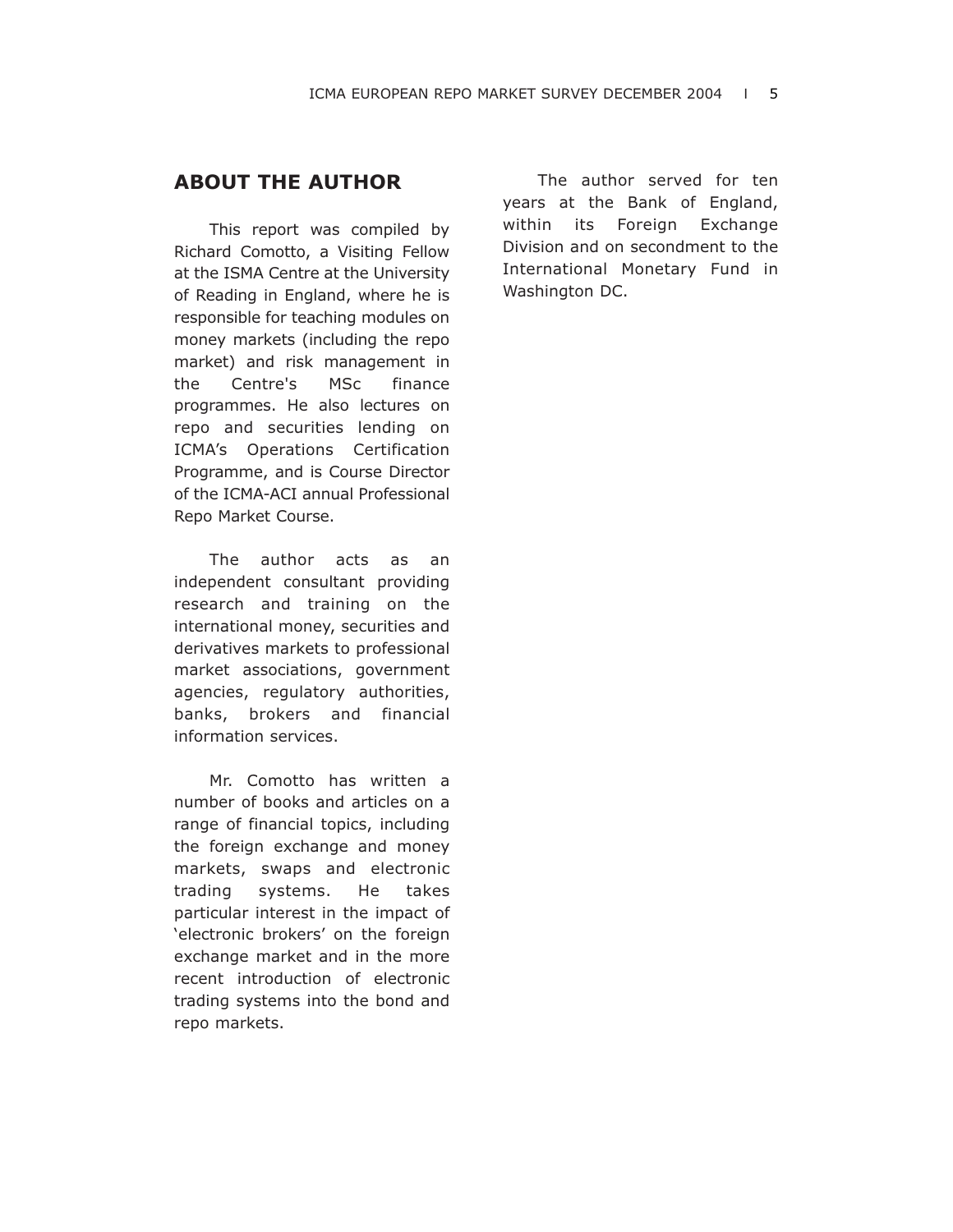## ABOUT THE AUTHOR

This report was compiled by Richard Comotto, a Visiting Fellow at the ISMA Centre at the University of Reading in England, where he is responsible for teaching modules on money markets (including the repo market) and risk management in the Centre's MSc finance programmes. He also lectures on repo and securities lending on ICMA's Operations Certification Programme, and is Course Director of the ICMA-ACI annual Professional Repo Market Course.

The author acts as an independent consultant providing research and training on the international money, securities and derivatives markets to professional market associations, government agencies, regulatory authorities, banks, brokers and financial information services.

Mr. Comotto has written a number of books and articles on a range of financial topics, including the foreign exchange and money markets, swaps and electronic trading systems. He takes particular interest in the impact of 'electronic brokers' on the foreign exchange market and in the more recent introduction of electronic trading systems into the bond and repo markets.

The author served for ten years at the Bank of England, within its Foreign Exchange Division and on secondment to the International Monetary Fund in Washington DC.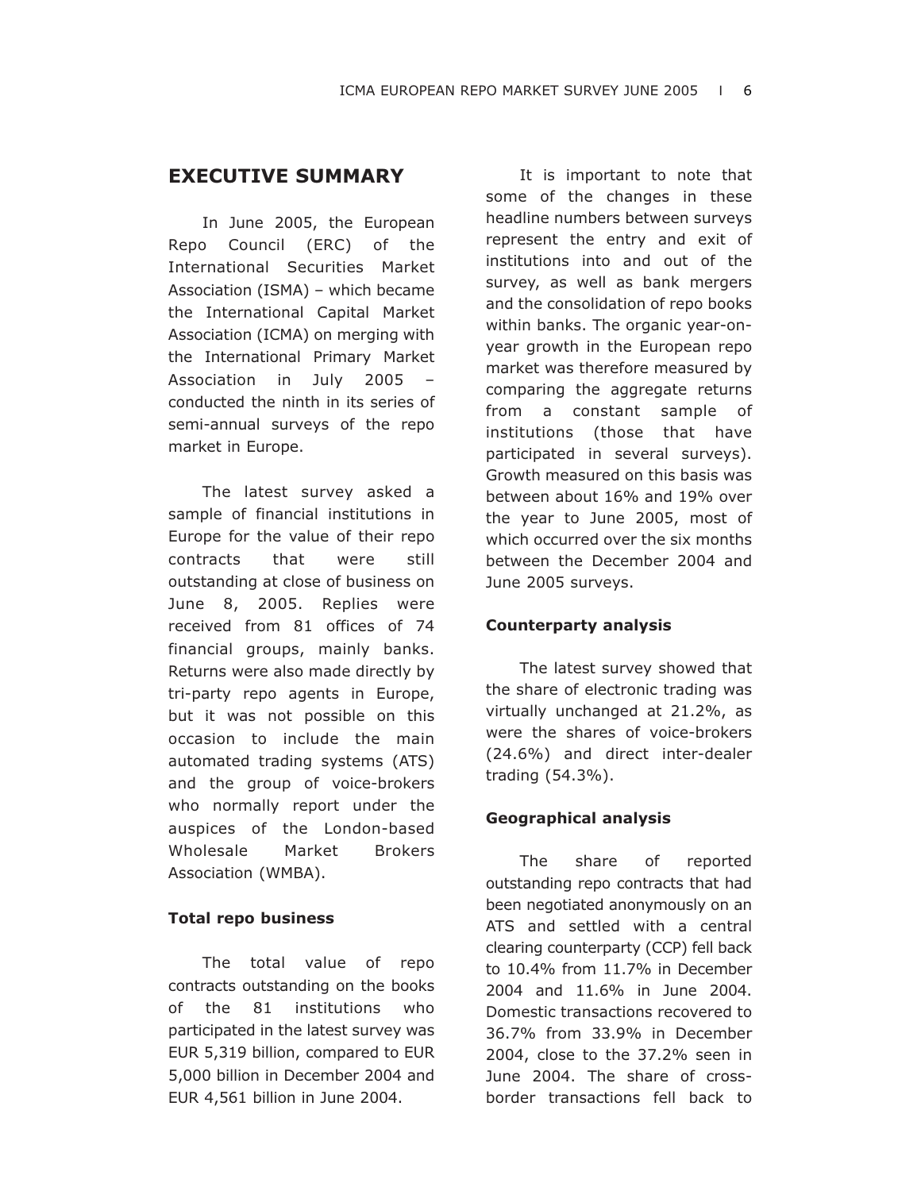## EXECUTIVE SUMMARY

In June 2005, the European Repo Council (ERC) of the International Securities Market Association (ISMA) – which became the International Capital Market Association (ICMA) on merging with the International Primary Market Association in July 2005 – conducted the ninth in its series of semi-annual surveys of the repo market in Europe.

The latest survey asked a sample of financial institutions in Europe for the value of their repo contracts that were still outstanding at close of business on June 8, 2005. Replies were received from 81 offices of 74 financial groups, mainly banks. Returns were also made directly by tri-party repo agents in Europe, but it was not possible on this occasion to include the main automated trading systems (ATS) and the group of voice-brokers who normally report under the auspices of the London-based Wholesale Market Brokers Association (WMBA).

**Total repo business**

The total value of repo contracts outstanding on the books of the 81 institutions who participated in the latest survey was EUR 5,319 billion, compared to EUR 5,000 billion in December 2004 and EUR 4,561 billion in June 2004.

It is important to note that some of the changes in these headline numbers between surveys represent the entry and exit of institutions into and out of the survey, as well as bank mergers and the consolidation of repo books within banks. The organic year-on-year growth in the European repo market was therefore measured by comparing the aggregate returns from a constant sample of institutions (those that have participated in several surveys). Growth measured on this basis was between about 16% and 19% over the year to June 2005, most of which occurred over the six months between the December 2004 and June 2005 surveys.

**Counterparty analysis**

The latest survey showed that the share of electronic trading was virtually unchanged at 21.2%, as were the shares of voice-brokers (24.6%) and direct inter-dealer trading (54.3%).

**Geographical analysis**

The share of reported outstanding repo contracts that had been negotiated anonymously on an ATS and settled with a central clearing counterparty (CCP) fell back to 10.4% from 11.7% in December 2004 and 11.6% in June 2004. Domestic transactions recovered to 36.7% from 33.9% in December 2004, close to the 37.2% seen in June 2004. The share of cross-border transactions fell back to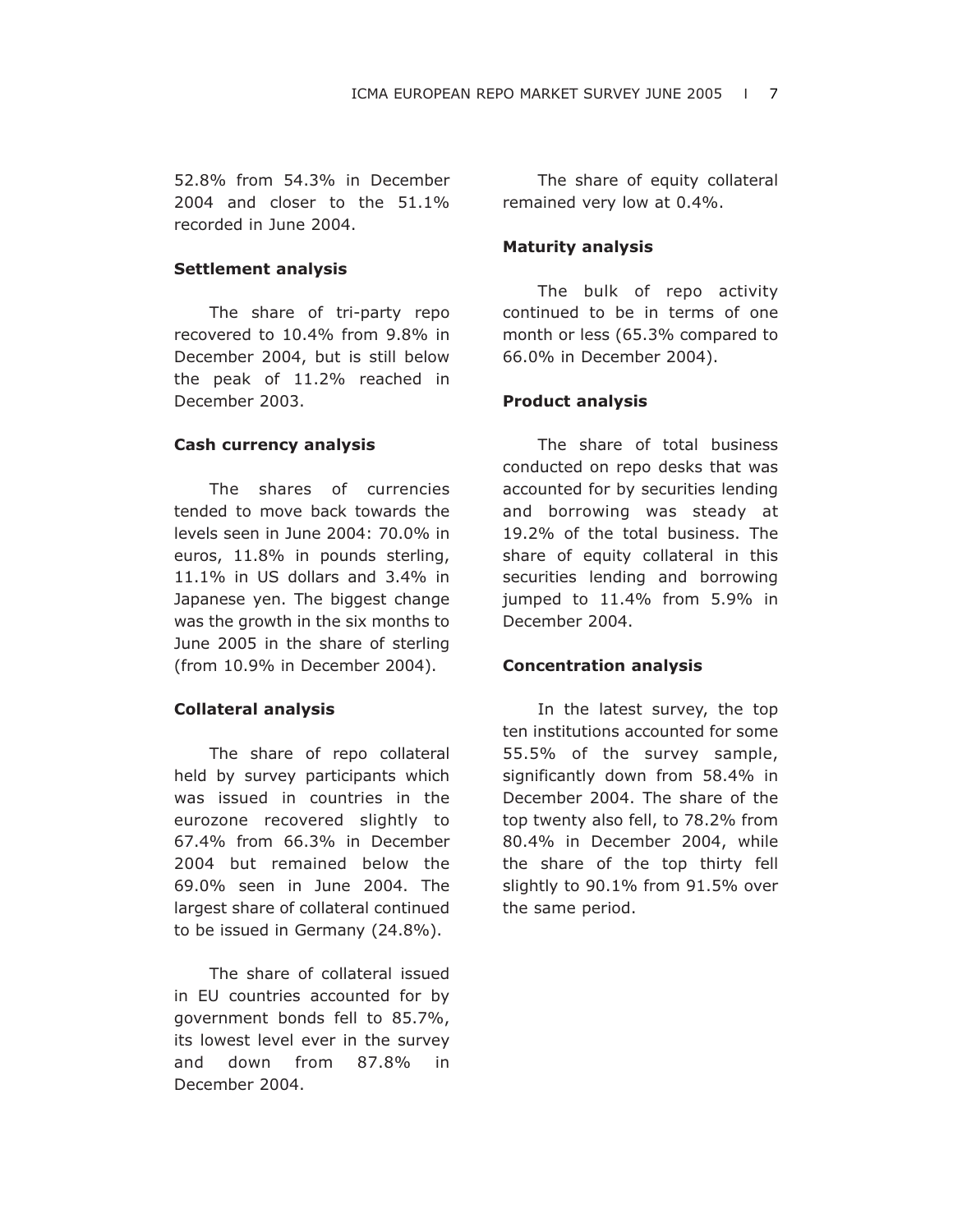52.8% from 54.3% in December 2004 and closer to the 51.1% recorded in June 2004.

**Settlement analysis**

The share of tri-party repo recovered to 10.4% from 9.8% in December 2004, but is still below the peak of 11.2% reached in December 2003.

**Cash currency analysis**

The shares of currencies tended to move back towards the levels seen in June 2004: 70.0% in euros, 11.8% in pounds sterling, 11.1% in US dollars and 3.4% in Japanese yen. The biggest change was the growth in the six months to June 2005 in the share of sterling (from 10.9% in December 2004).

**Collateral analysis**

The share of repo collateral held by survey participants which was issued in countries in the eurozone recovered slightly to 67.4% from 66.3% in December 2004 but remained below the 69.0% seen in June 2004. The largest share of collateral continued to be issued in Germany (24.8%).

The share of collateral issued in EU countries accounted for by government bonds fell to 85.7%, its lowest level ever in the survey and down from 87.8% in December 2004.

The share of equity collateral remained very low at 0.4%.

**Maturity analysis**

The bulk of repo activity continued to be in terms of one month or less (65.3% compared to 66.0% in December 2004).

**Product analysis**

The share of total business conducted on repo desks that was accounted for by securities lending and borrowing was steady at 19.2% of the total business. The share of equity collateral in this securities lending and borrowing jumped to 11.4% from 5.9% in December 2004.

**Concentration analysis**

In the latest survey, the top ten institutions accounted for some 55.5% of the survey sample, significantly down from 58.4% in December 2004. The share of the top twenty also fell, to 78.2% from 80.4% in December 2004, while the share of the top thirty fell slightly to 90.1% from 91.5% over the same period.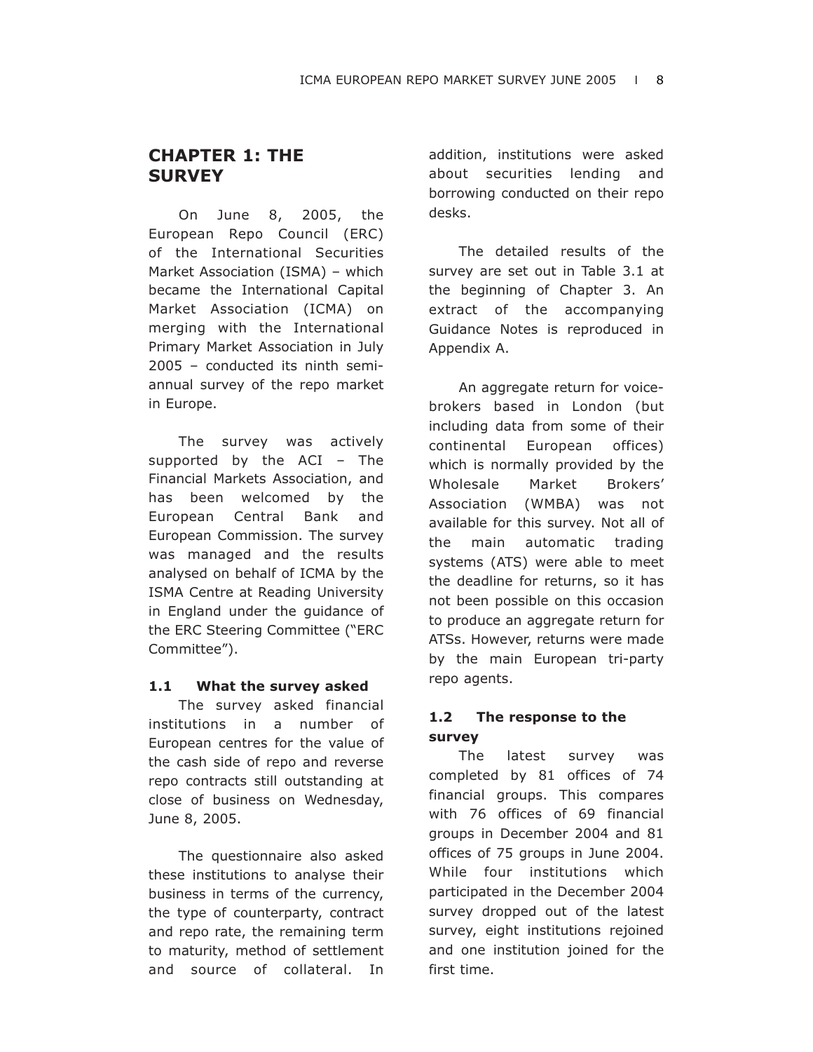# CHAPTER 1: THE SURVEY

On June 8, 2005, the European Repo Council (ERC) of the International Securities Market Association (ISMA) – which became the International Capital Market Association (ICMA) on merging with the International Primary Market Association in July 2005 – conducted its ninth semi-annual survey of the repo market in Europe.

The survey was actively supported by the ACI – The Financial Markets Association, and has been welcomed by the European Central Bank and European Commission. The survey was managed and the results analysed on behalf of ICMA by the ISMA Centre at Reading University in England under the guidance of the ERC Steering Committee ("ERC Committee").

### 1.1 What the survey asked

The survey asked financial institutions in a number of European centres for the value of the cash side of repo and reverse repo contracts still outstanding at close of business on Wednesday, June 8, 2005.

The questionnaire also asked these institutions to analyse their business in terms of the currency, the type of counterparty, contract and repo rate, the remaining term to maturity, method of settlement and source of collateral. In addition, institutions were asked about securities lending and borrowing conducted on their repo desks.

The detailed results of the survey are set out in Table 3.1 at the beginning of Chapter 3. An extract of the accompanying Guidance Notes is reproduced in Appendix A.

An aggregate return for voice-brokers based in London (but including data from some of their continental European offices) which is normally provided by the Wholesale Market Brokers' Association (WMBA) was not available for this survey. Not all of the main automatic trading systems (ATS) were able to meet the deadline for returns, so it has not been possible on this occasion to produce an aggregate return for ATSs. However, returns were made by the main European tri-party repo agents.

### 1.2 The response to the survey

The latest survey was completed by 81 offices of 74 financial groups. This compares with 76 offices of 69 financial groups in December 2004 and 81 offices of 75 groups in June 2004. While four institutions which participated in the December 2004 survey dropped out of the latest survey, eight institutions rejoined and one institution joined for the first time.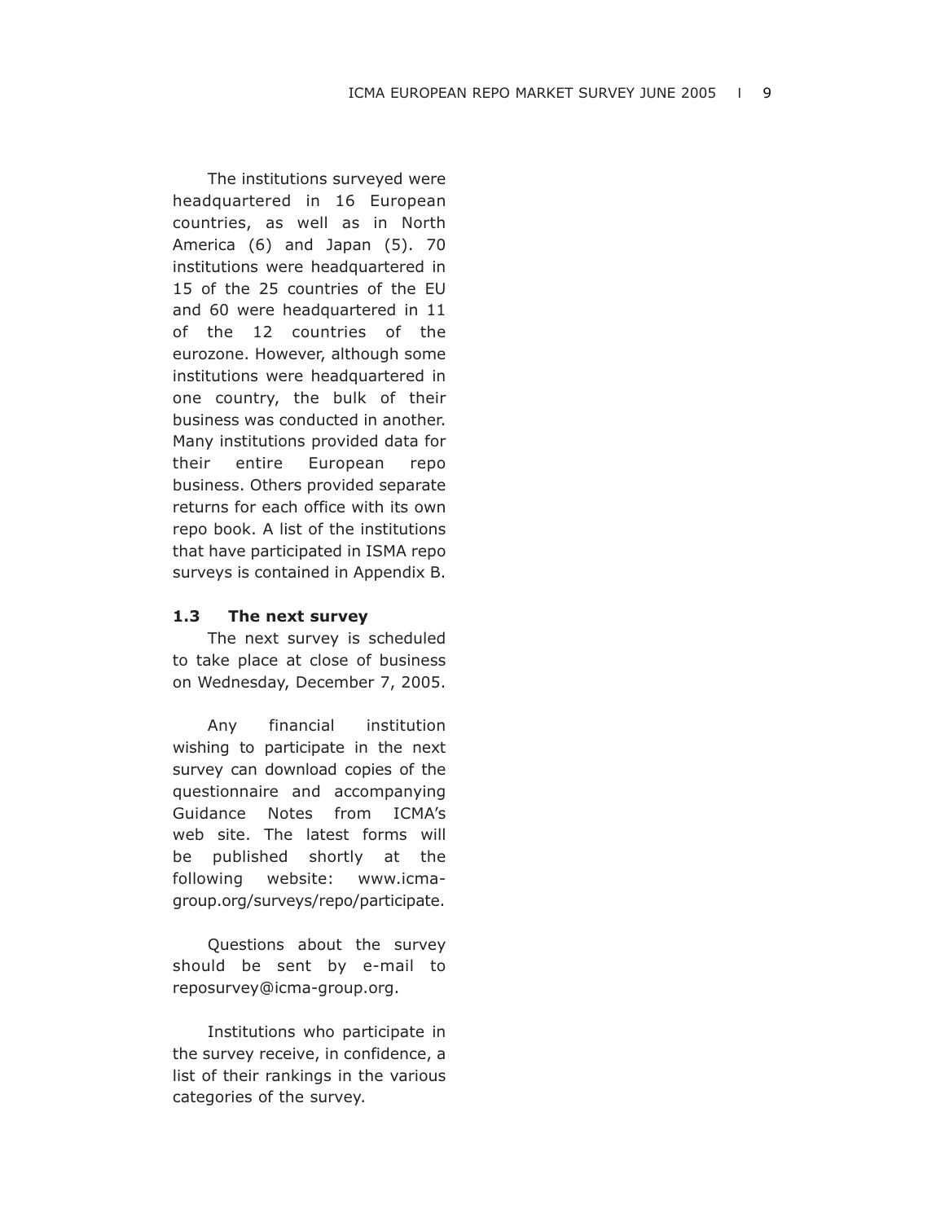The institutions surveyed were headquartered in 16 European countries, as well as in North America (6) and Japan (5). 70 institutions were headquartered in 15 of the 25 countries of the EU and 60 were headquartered in 11 of the 12 countries of the eurozone. However, although some institutions were headquartered in one country, the bulk of their business was conducted in another. Many institutions provided data for their entire European repo business. Others provided separate returns for each office with its own repo book. A list of the institutions that have participated in ISMA repo surveys is contained in Appendix B.

### 1.3 The next survey

The next survey is scheduled to take place at close of business on Wednesday, December 7, 2005.

Any financial institution wishing to participate in the next survey can download copies of the questionnaire and accompanying Guidance Notes from ICMA's web site. The latest forms will be published shortly at the following website: www.icma-group.org/surveys/repo/participate.

Questions about the survey should be sent by e-mail to reposurvey@icma-group.org.

Institutions who participate in the survey receive, in confidence, a list of their rankings in the various categories of the survey.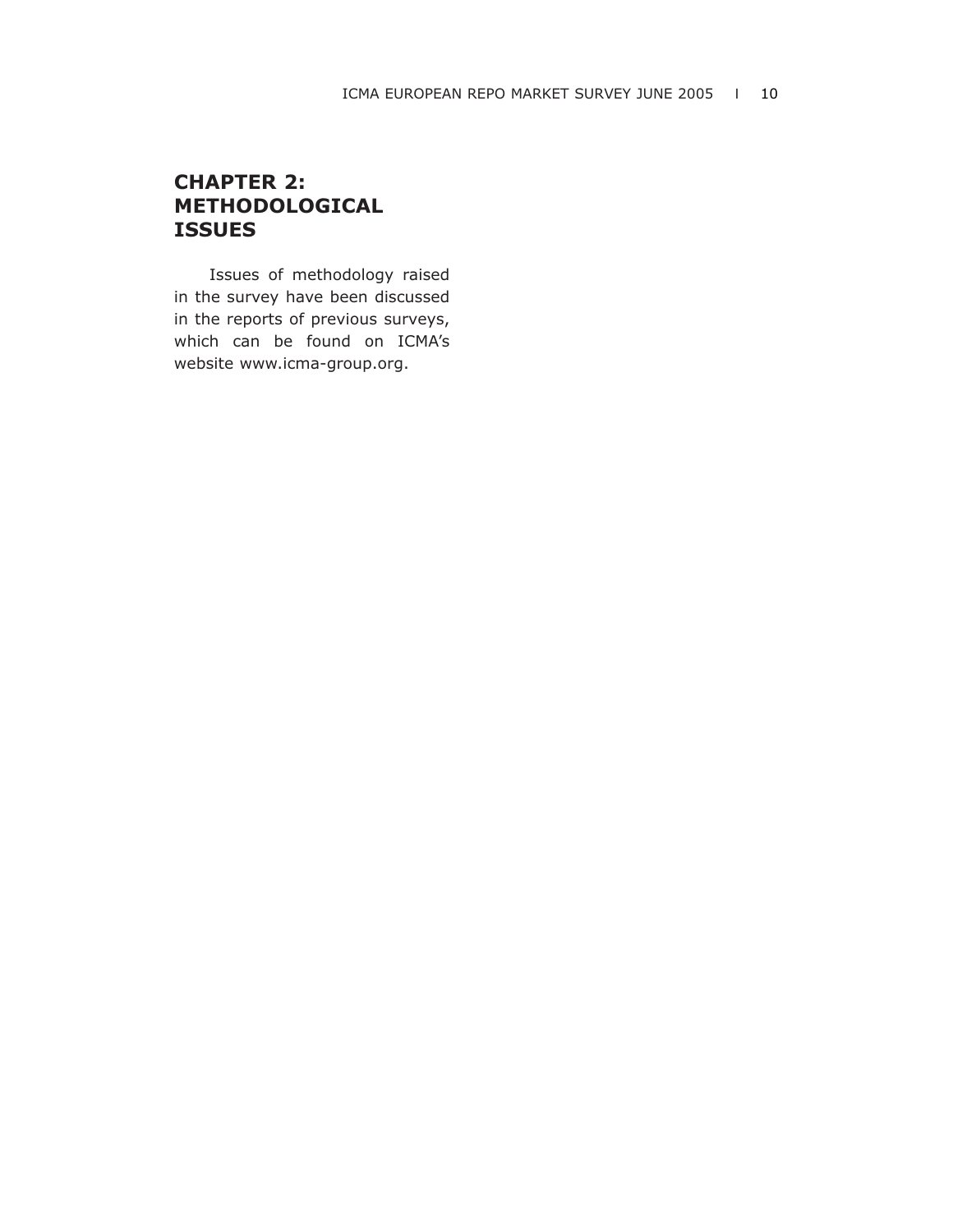# CHAPTER 2: METHODOLOGICAL ISSUES

Issues of methodology raised in the survey have been discussed in the reports of previous surveys, which can be found on ICMA's website www.icma-group.org.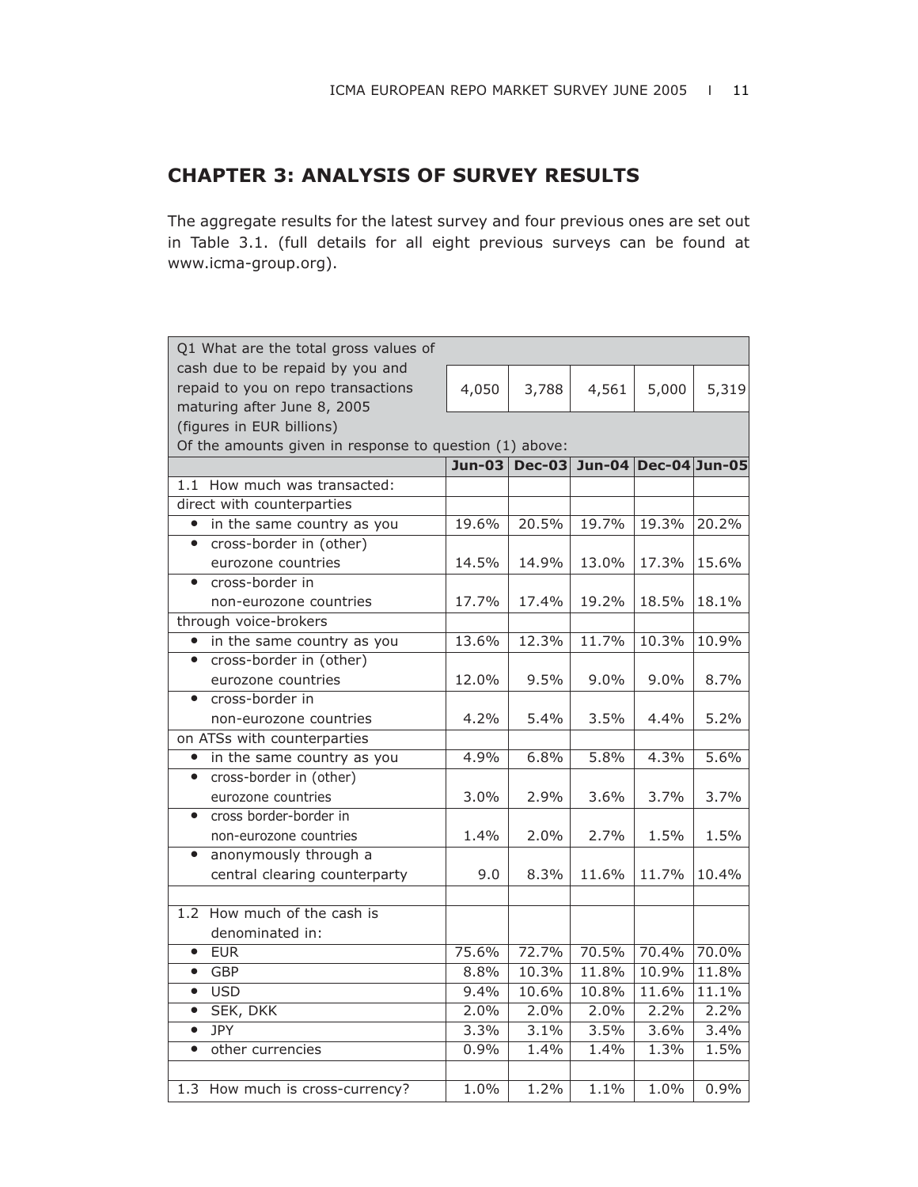## CHAPTER 3: ANALYSIS OF SURVEY RESULTS

The aggregate results for the latest survey and four previous ones are set out in Table 3.1. (full details for all eight previous surveys can be found at www.icma-group.org).

| Q1 What are the total gross values of cash due to be repaid by you and repaid to you on repo transactions maturing after June 8, 2005 (figures in EUR billions) | 4,050 | 3,788 | 4,561 | 5,000 | 5,319 |
|---|---|---|---|---|---|
| Of the amounts given in response to question (1) above: | | | | | |
| | **Jun-03** | **Dec-03** | **Jun-04** | **Dec-04** | **Jun-05** |
| 1.1 How much was transacted: | | | | | |
| direct with counterparties | | | | | |
| • in the same country as you | 19.6% | 20.5% | 19.7% | 19.3% | 20.2% |
| • cross-border in (other) eurozone countries | 14.5% | 14.9% | 13.0% | 17.3% | 15.6% |
| • cross-border in non-eurozone countries | 17.7% | 17.4% | 19.2% | 18.5% | 18.1% |
| through voice-brokers | | | | | |
| • in the same country as you | 13.6% | 12.3% | 11.7% | 10.3% | 10.9% |
| • cross-border in (other) eurozone countries | 12.0% | 9.5% | 9.0% | 9.0% | 8.7% |
| • cross-border in non-eurozone countries | 4.2% | 5.4% | 3.5% | 4.4% | 5.2% |
| on ATSs with counterparties | | | | | |
| • in the same country as you | 4.9% | 6.8% | 5.8% | 4.3% | 5.6% |
| • cross-border in (other) eurozone countries | 3.0% | 2.9% | 3.6% | 3.7% | 3.7% |
| • cross border-border in non-eurozone countries | 1.4% | 2.0% | 2.7% | 1.5% | 1.5% |
| • anonymously through a central clearing counterparty | 9.0 | 8.3% | 11.6% | 11.7% | 10.4% |
| | | | | | |
| 1.2 How much of the cash is denominated in: | | | | | |
| • EUR | 75.6% | 72.7% | 70.5% | 70.4% | 70.0% |
| • GBP | 8.8% | 10.3% | 11.8% | 10.9% | 11.8% |
| • USD | 9.4% | 10.6% | 10.8% | 11.6% | 11.1% |
| • SEK, DKK | 2.0% | 2.0% | 2.0% | 2.2% | 2.2% |
| • JPY | 3.3% | 3.1% | 3.5% | 3.6% | 3.4% |
| • other currencies | 0.9% | 1.4% | 1.4% | 1.3% | 1.5% |
| | | | | | |
| 1.3 How much is cross-currency? | 1.0% | 1.2% | 1.1% | 1.0% | 0.9% |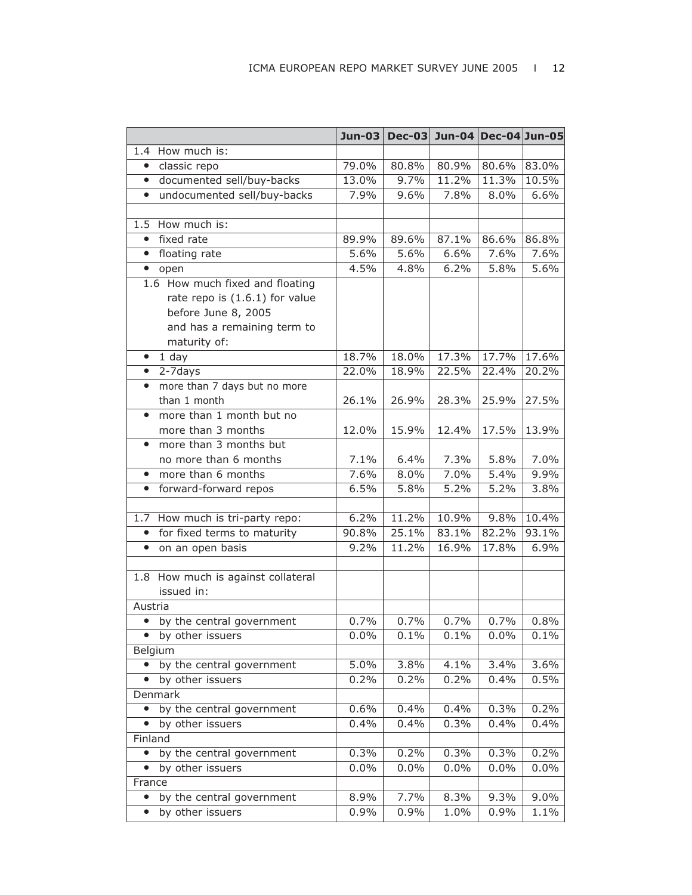| | Jun-03 | Dec-03 | Jun-04 | Dec-04 | Jun-05 |
|---|---|---|---|---|---|
| 1.4 How much is: | | | | | |
| • classic repo | 79.0% | 80.8% | 80.9% | 80.6% | 83.0% |
| • documented sell/buy-backs | 13.0% | 9.7% | 11.2% | 11.3% | 10.5% |
| • undocumented sell/buy-backs | 7.9% | 9.6% | 7.8% | 8.0% | 6.6% |
| | | | | | |
| 1.5 How much is: | | | | | |
| • fixed rate | 89.9% | 89.6% | 87.1% | 86.6% | 86.8% |
| • floating rate | 5.6% | 5.6% | 6.6% | 7.6% | 7.6% |
| • open | 4.5% | 4.8% | 6.2% | 5.8% | 5.6% |
| 1.6 How much fixed and floating rate repo is (1.6.1) for value before June 8, 2005 and has a remaining term to maturity of: | | | | | |
| • 1 day | 18.7% | 18.0% | 17.3% | 17.7% | 17.6% |
| • 2-7days | 22.0% | 18.9% | 22.5% | 22.4% | 20.2% |
| • more than 7 days but no more than 1 month | 26.1% | 26.9% | 28.3% | 25.9% | 27.5% |
| • more than 1 month but no more than 3 months | 12.0% | 15.9% | 12.4% | 17.5% | 13.9% |
| • more than 3 months but no more than 6 months | 7.1% | 6.4% | 7.3% | 5.8% | 7.0% |
| • more than 6 months | 7.6% | 8.0% | 7.0% | 5.4% | 9.9% |
| • forward-forward repos | 6.5% | 5.8% | 5.2% | 5.2% | 3.8% |
| | | | | | |
| 1.7 How much is tri-party repo: | 6.2% | 11.2% | 10.9% | 9.8% | 10.4% |
| • for fixed terms to maturity | 90.8% | 25.1% | 83.1% | 82.2% | 93.1% |
| • on an open basis | 9.2% | 11.2% | 16.9% | 17.8% | 6.9% |
| | | | | | |
| 1.8 How much is against collateral issued in: | | | | | |
| Austria | | | | | |
| • by the central government | 0.7% | 0.7% | 0.7% | 0.7% | 0.8% |
| • by other issuers | 0.0% | 0.1% | 0.1% | 0.0% | 0.1% |
| Belgium | | | | | |
| • by the central government | 5.0% | 3.8% | 4.1% | 3.4% | 3.6% |
| • by other issuers | 0.2% | 0.2% | 0.2% | 0.4% | 0.5% |
| Denmark | | | | | |
| • by the central government | 0.6% | 0.4% | 0.4% | 0.3% | 0.2% |
| • by other issuers | 0.4% | 0.4% | 0.3% | 0.4% | 0.4% |
| Finland | | | | | |
| • by the central government | 0.3% | 0.2% | 0.3% | 0.3% | 0.2% |
| • by other issuers | 0.0% | 0.0% | 0.0% | 0.0% | 0.0% |
| France | | | | | |
| • by the central government | 8.9% | 7.7% | 8.3% | 9.3% | 9.0% |
| • by other issuers | 0.9% | 0.9% | 1.0% | 0.9% | 1.1% |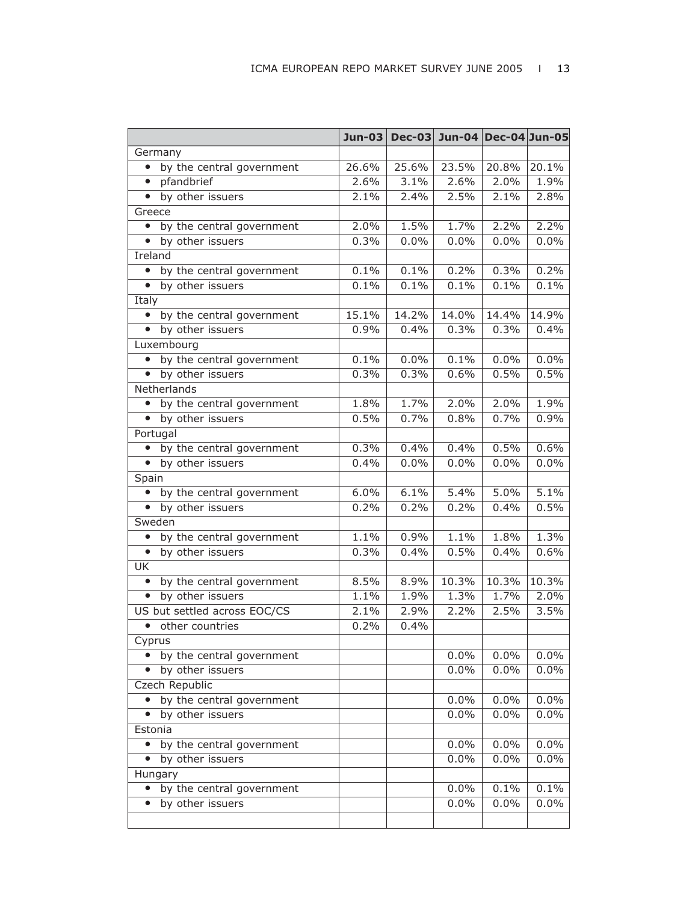| | Jun-03 | Dec-03 | Jun-04 | Dec-04 | Jun-05 |
|---|---|---|---|---|---|
| Germany | | | | | |
| • by the central government | 26.6% | 25.6% | 23.5% | 20.8% | 20.1% |
| • pfandbrief | 2.6% | 3.1% | 2.6% | 2.0% | 1.9% |
| • by other issuers | 2.1% | 2.4% | 2.5% | 2.1% | 2.8% |
| Greece | | | | | |
| • by the central government | 2.0% | 1.5% | 1.7% | 2.2% | 2.2% |
| • by other issuers | 0.3% | 0.0% | 0.0% | 0.0% | 0.0% |
| Ireland | | | | | |
| • by the central government | 0.1% | 0.1% | 0.2% | 0.3% | 0.2% |
| • by other issuers | 0.1% | 0.1% | 0.1% | 0.1% | 0.1% |
| Italy | | | | | |
| • by the central government | 15.1% | 14.2% | 14.0% | 14.4% | 14.9% |
| • by other issuers | 0.9% | 0.4% | 0.3% | 0.3% | 0.4% |
| Luxembourg | | | | | |
| • by the central government | 0.1% | 0.0% | 0.1% | 0.0% | 0.0% |
| • by other issuers | 0.3% | 0.3% | 0.6% | 0.5% | 0.5% |
| Netherlands | | | | | |
| • by the central government | 1.8% | 1.7% | 2.0% | 2.0% | 1.9% |
| • by other issuers | 0.5% | 0.7% | 0.8% | 0.7% | 0.9% |
| Portugal | | | | | |
| • by the central government | 0.3% | 0.4% | 0.4% | 0.5% | 0.6% |
| • by other issuers | 0.4% | 0.0% | 0.0% | 0.0% | 0.0% |
| Spain | | | | | |
| • by the central government | 6.0% | 6.1% | 5.4% | 5.0% | 5.1% |
| • by other issuers | 0.2% | 0.2% | 0.2% | 0.4% | 0.5% |
| Sweden | | | | | |
| • by the central government | 1.1% | 0.9% | 1.1% | 1.8% | 1.3% |
| • by other issuers | 0.3% | 0.4% | 0.5% | 0.4% | 0.6% |
| UK | | | | | |
| • by the central government | 8.5% | 8.9% | 10.3% | 10.3% | 10.3% |
| • by other issuers | 1.1% | 1.9% | 1.3% | 1.7% | 2.0% |
| US but settled across EOC/CS | 2.1% | 2.9% | 2.2% | 2.5% | 3.5% |
| • other countries | 0.2% | 0.4% | | | |
| Cyprus | | | | | |
| • by the central government | | | 0.0% | 0.0% | 0.0% |
| • by other issuers | | | 0.0% | 0.0% | 0.0% |
| Czech Republic | | | | | |
| • by the central government | | | 0.0% | 0.0% | 0.0% |
| • by other issuers | | | 0.0% | 0.0% | 0.0% |
| Estonia | | | | | |
| • by the central government | | | 0.0% | 0.0% | 0.0% |
| • by other issuers | | | 0.0% | 0.0% | 0.0% |
| Hungary | | | | | |
| • by the central government | | | 0.0% | 0.1% | 0.1% |
| • by other issuers | | | 0.0% | 0.0% | 0.0% |
| | | | | | |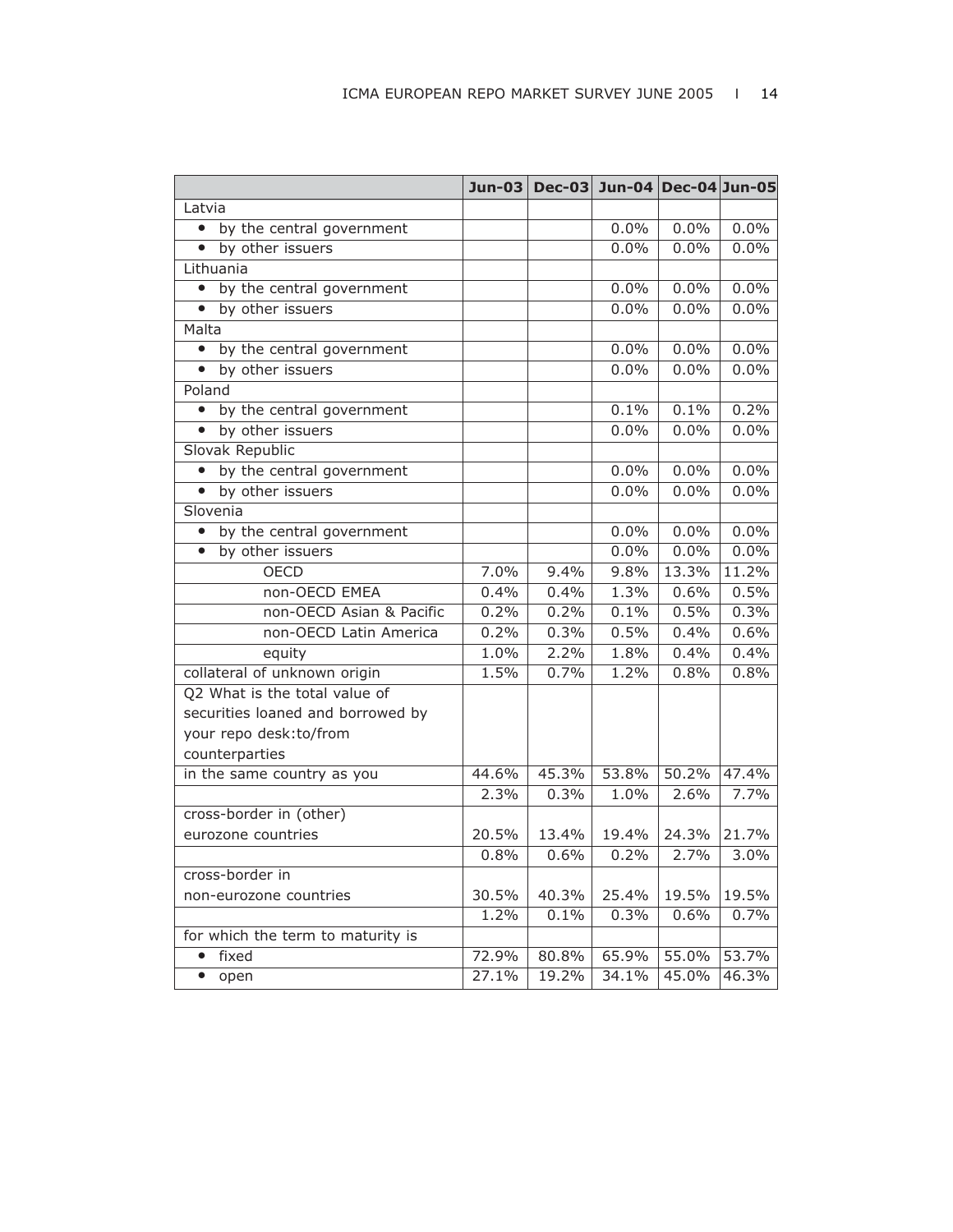| | Jun-03 | Dec-03 | Jun-04 | Dec-04 | Jun-05 |
|---|---|---|---|---|---|
| Latvia | | | | | |
| • by the central government | | | 0.0% | 0.0% | 0.0% |
| • by other issuers | | | 0.0% | 0.0% | 0.0% |
| Lithuania | | | | | |
| • by the central government | | | 0.0% | 0.0% | 0.0% |
| • by other issuers | | | 0.0% | 0.0% | 0.0% |
| Malta | | | | | |
| • by the central government | | | 0.0% | 0.0% | 0.0% |
| • by other issuers | | | 0.0% | 0.0% | 0.0% |
| Poland | | | | | |
| • by the central government | | | 0.1% | 0.1% | 0.2% |
| • by other issuers | | | 0.0% | 0.0% | 0.0% |
| Slovak Republic | | | | | |
| • by the central government | | | 0.0% | 0.0% | 0.0% |
| • by other issuers | | | 0.0% | 0.0% | 0.0% |
| Slovenia | | | | | |
| • by the central government | | | 0.0% | 0.0% | 0.0% |
| • by other issuers | | | 0.0% | 0.0% | 0.0% |
| OECD | 7.0% | 9.4% | 9.8% | 13.3% | 11.2% |
| non-OECD EMEA | 0.4% | 0.4% | 1.3% | 0.6% | 0.5% |
| non-OECD Asian & Pacific | 0.2% | 0.2% | 0.1% | 0.5% | 0.3% |
| non-OECD Latin America | 0.2% | 0.3% | 0.5% | 0.4% | 0.6% |
| equity | 1.0% | 2.2% | 1.8% | 0.4% | 0.4% |
| collateral of unknown origin | 1.5% | 0.7% | 1.2% | 0.8% | 0.8% |
| Q2 What is the total value of securities loaned and borrowed by your repo desk:to/from counterparties | | | | | |
| in the same country as you | 44.6% | 45.3% | 53.8% | 50.2% | 47.4% |
| | 2.3% | 0.3% | 1.0% | 2.6% | 7.7% |
| cross-border in (other) eurozone countries | 20.5% | 13.4% | 19.4% | 24.3% | 21.7% |
| | 0.8% | 0.6% | 0.2% | 2.7% | 3.0% |
| cross-border in non-eurozone countries | 30.5% | 40.3% | 25.4% | 19.5% | 19.5% |
| | 1.2% | 0.1% | 0.3% | 0.6% | 0.7% |
| for which the term to maturity is | | | | | |
| • fixed | 72.9% | 80.8% | 65.9% | 55.0% | 53.7% |
| • open | 27.1% | 19.2% | 34.1% | 45.0% | 46.3% |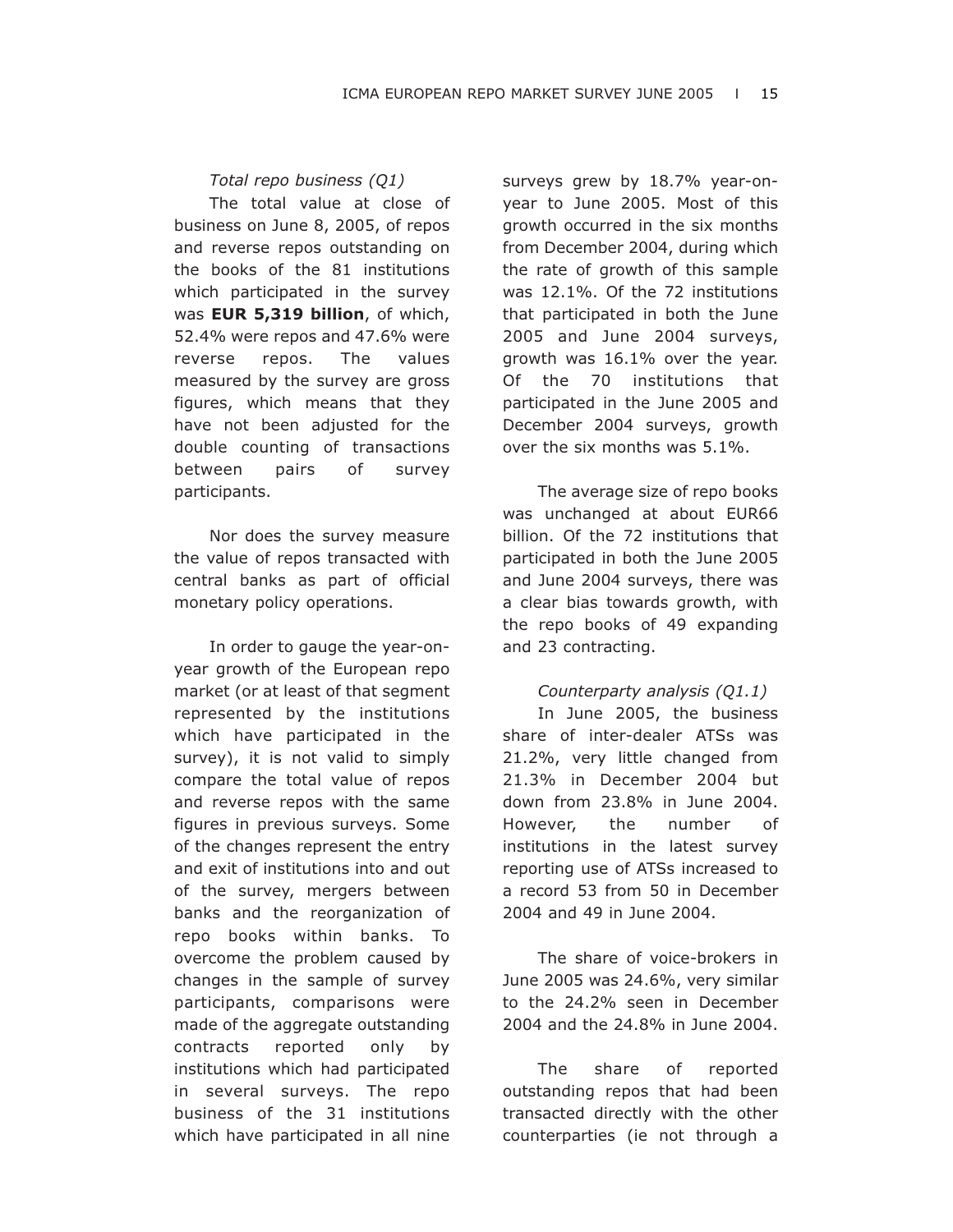*Total repo business (Q1)*

The total value at close of business on June 8, 2005, of repos and reverse repos outstanding on the books of the 81 institutions which participated in the survey was **EUR 5,319 billion**, of which, 52.4% were repos and 47.6% were reverse repos. The values measured by the survey are gross figures, which means that they have not been adjusted for the double counting of transactions between pairs of survey participants.

Nor does the survey measure the value of repos transacted with central banks as part of official monetary policy operations.

In order to gauge the year-on-year growth of the European repo market (or at least of that segment represented by the institutions which have participated in the survey), it is not valid to simply compare the total value of repos and reverse repos with the same figures in previous surveys. Some of the changes represent the entry and exit of institutions into and out of the survey, mergers between banks and the reorganization of repo books within banks. To overcome the problem caused by changes in the sample of survey participants, comparisons were made of the aggregate outstanding contracts reported only by institutions which had participated in several surveys. The repo business of the 31 institutions which have participated in all nine surveys grew by 18.7% year-on-year to June 2005. Most of this growth occurred in the six months from December 2004, during which the rate of growth of this sample was 12.1%. Of the 72 institutions that participated in both the June 2005 and June 2004 surveys, growth was 16.1% over the year. Of the 70 institutions that participated in the June 2005 and December 2004 surveys, growth over the six months was 5.1%.

The average size of repo books was unchanged at about EUR66 billion. Of the 72 institutions that participated in both the June 2005 and June 2004 surveys, there was a clear bias towards growth, with the repo books of 49 expanding and 23 contracting.

*Counterparty analysis (Q1.1)*

In June 2005, the business share of inter-dealer ATSs was 21.2%, very little changed from 21.3% in December 2004 but down from 23.8% in June 2004. However, the number of institutions in the latest survey reporting use of ATSs increased to a record 53 from 50 in December 2004 and 49 in June 2004.

The share of voice-brokers in June 2005 was 24.6%, very similar to the 24.2% seen in December 2004 and the 24.8% in June 2004.

The share of reported outstanding repos that had been transacted directly with the other counterparties (ie not through a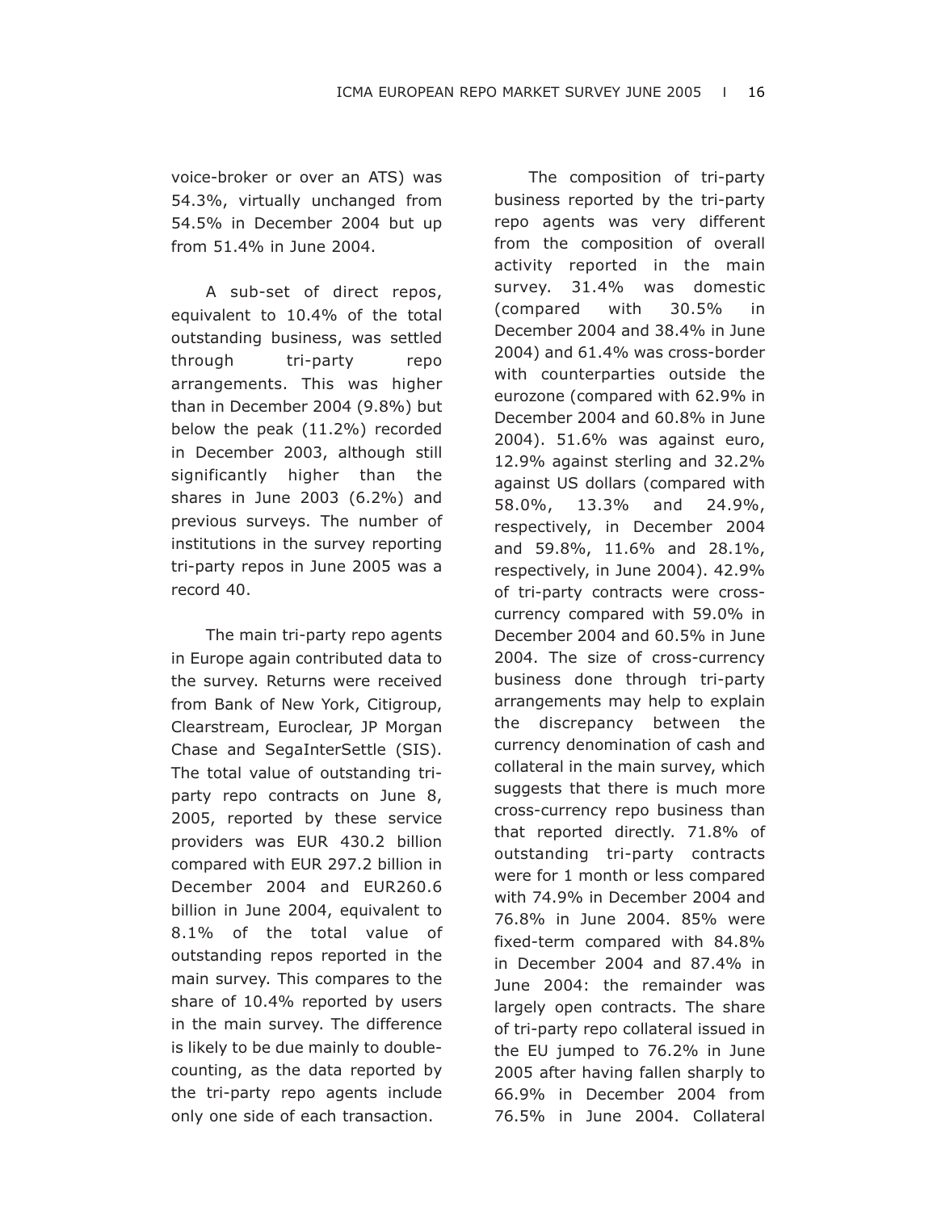voice-broker or over an ATS) was 54.3%, virtually unchanged from 54.5% in December 2004 but up from 51.4% in June 2004.

A sub-set of direct repos, equivalent to 10.4% of the total outstanding business, was settled through tri-party repo arrangements. This was higher than in December 2004 (9.8%) but below the peak (11.2%) recorded in December 2003, although still significantly higher than the shares in June 2003 (6.2%) and previous surveys. The number of institutions in the survey reporting tri-party repos in June 2005 was a record 40.

The main tri-party repo agents in Europe again contributed data to the survey. Returns were received from Bank of New York, Citigroup, Clearstream, Euroclear, JP Morgan Chase and SegaInterSettle (SIS). The total value of outstanding tri-party repo contracts on June 8, 2005, reported by these service providers was EUR 430.2 billion compared with EUR 297.2 billion in December 2004 and EUR260.6 billion in June 2004, equivalent to 8.1% of the total value of outstanding repos reported in the main survey. This compares to the share of 10.4% reported by users in the main survey. The difference is likely to be due mainly to double-counting, as the data reported by the tri-party repo agents include only one side of each transaction.

The composition of tri-party business reported by the tri-party repo agents was very different from the composition of overall activity reported in the main survey. 31.4% was domestic (compared with 30.5% in December 2004 and 38.4% in June 2004) and 61.4% was cross-border with counterparties outside the eurozone (compared with 62.9% in December 2004 and 60.8% in June 2004). 51.6% was against euro, 12.9% against sterling and 32.2% against US dollars (compared with 58.0%, 13.3% and 24.9%, respectively, in December 2004 and 59.8%, 11.6% and 28.1%, respectively, in June 2004). 42.9% of tri-party contracts were cross-currency compared with 59.0% in December 2004 and 60.5% in June 2004. The size of cross-currency business done through tri-party arrangements may help to explain the discrepancy between the currency denomination of cash and collateral in the main survey, which suggests that there is much more cross-currency repo business than that reported directly. 71.8% of outstanding tri-party contracts were for 1 month or less compared with 74.9% in December 2004 and 76.8% in June 2004. 85% were fixed-term compared with 84.8% in December 2004 and 87.4% in June 2004: the remainder was largely open contracts. The share of tri-party repo collateral issued in the EU jumped to 76.2% in June 2005 after having fallen sharply to 66.9% in December 2004 from 76.5% in June 2004. Collateral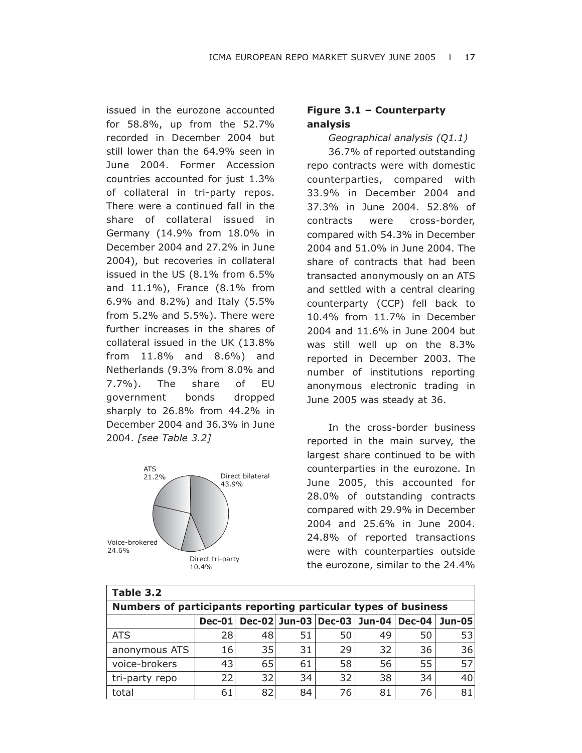issued in the eurozone accounted for 58.8%, up from the 52.7% recorded in December 2004 but still lower than the 64.9% seen in June 2004. Former Accession countries accounted for just 1.3% of collateral in tri-party repos. There were a continued fall in the share of collateral issued in Germany (14.9% from 18.0% in December 2004 and 27.2% in June 2004), but recoveries in collateral issued in the US (8.1% from 6.5% and 11.1%), France (8.1% from 6.9% and 8.2%) and Italy (5.5% from 5.2% and 5.5%). There were further increases in the shares of collateral issued in the UK (13.8% from 11.8% and 8.6%) and Netherlands (9.3% from 8.0% and 7.7%). The share of EU government bonds dropped sharply to 26.8% from 44.2% in December 2004 and 36.3% in June 2004. *[see Table 3.2]*

ATS 21.2%
Direct bilateral 43.9%
Voice-brokered 24.6%
Direct tri-party 10.4%

**Figure 3.1 – Counterparty analysis**

*Geographical analysis (Q1.1)*

36.7% of reported outstanding repo contracts were with domestic counterparties, compared with 33.9% in December 2004 and 37.3% in June 2004. 52.8% of contracts were cross-border, compared with 54.3% in December 2004 and 51.0% in June 2004. The share of contracts that had been transacted anonymously on an ATS and settled with a central clearing counterparty (CCP) fell back to 10.4% from 11.7% in December 2004 and 11.6% in June 2004 but was still well up on the 8.3% reported in December 2003. The number of institutions reporting anonymous electronic trading in June 2005 was steady at 36.

In the cross-border business reported in the main survey, the largest share continued to be with counterparties in the eurozone. In June 2005, this accounted for 28.0% of outstanding contracts compared with 29.9% in December 2004 and 25.6% in June 2004. 24.8% of reported transactions were with counterparties outside the eurozone, similar to the 24.4%

**Table 3.2**

**Numbers of participants reporting particular types of business**

| | Dec-01 | Dec-02 | Jun-03 | Dec-03 | Jun-04 | Dec-04 | Jun-05 |
|---|---|---|---|---|---|---|---|
| ATS | 28 | 48 | 51 | 50 | 49 | 50 | 53 |
| anonymous ATS | 16 | 35 | 31 | 29 | 32 | 36 | 36 |
| voice-brokers | 43 | 65 | 61 | 58 | 56 | 55 | 57 |
| tri-party repo | 22 | 32 | 34 | 32 | 38 | 34 | 40 |
| total | 61 | 82 | 84 | 76 | 81 | 76 | 81 |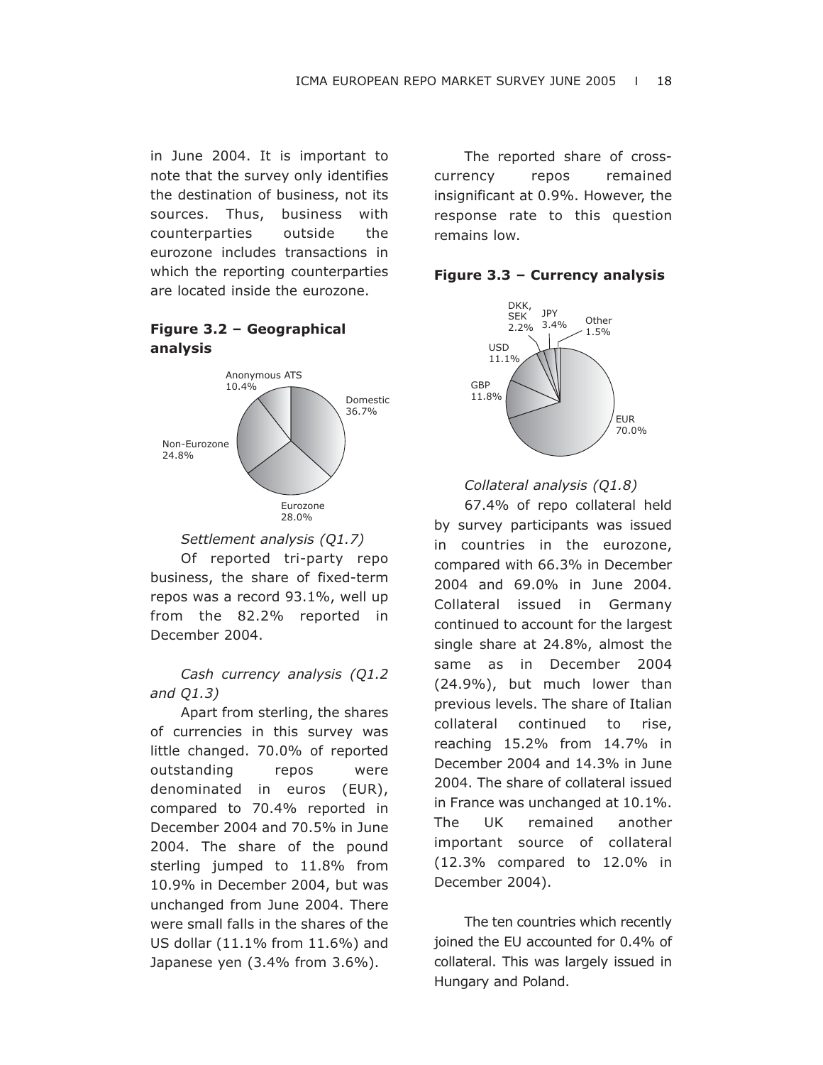in June 2004. It is important to note that the survey only identifies the destination of business, not its sources. Thus, business with counterparties outside the eurozone includes transactions in which the reporting counterparties are located inside the eurozone.

**Figure 3.2 – Geographical analysis**

Anonymous ATS 10.4%
Domestic 36.7%
Non-Eurozone 24.8%
Eurozone 28.0%

*Settlement analysis (Q1.7)*

Of reported tri-party repo business, the share of fixed-term repos was a record 93.1%, well up from the 82.2% reported in December 2004.

*Cash currency analysis (Q1.2 and Q1.3)*

Apart from sterling, the shares of currencies in this survey was little changed. 70.0% of reported outstanding repos were denominated in euros (EUR), compared to 70.4% reported in December 2004 and 70.5% in June 2004. The share of the pound sterling jumped to 11.8% from 10.9% in December 2004, but was unchanged from June 2004. There were small falls in the shares of the US dollar (11.1% from 11.6%) and Japanese yen (3.4% from 3.6%).

The reported share of cross-currency repos remained insignificant at 0.9%. However, the response rate to this question remains low.

**Figure 3.3 – Currency analysis**

DKK, SEK 2.2%
JPY 3.4%
Other 1.5%
USD 11.1%
GBP 11.8%
EUR 70.0%

*Collateral analysis (Q1.8)*

67.4% of repo collateral held by survey participants was issued in countries in the eurozone, compared with 66.3% in December 2004 and 69.0% in June 2004. Collateral issued in Germany continued to account for the largest single share at 24.8%, almost the same as in December 2004 (24.9%), but much lower than previous levels. The share of Italian collateral continued to rise, reaching 15.2% from 14.7% in December 2004 and 14.3% in June 2004. The share of collateral issued in France was unchanged at 10.1%. The UK remained another important source of collateral (12.3% compared to 12.0% in December 2004).

The ten countries which recently joined the EU accounted for 0.4% of collateral. This was largely issued in Hungary and Poland.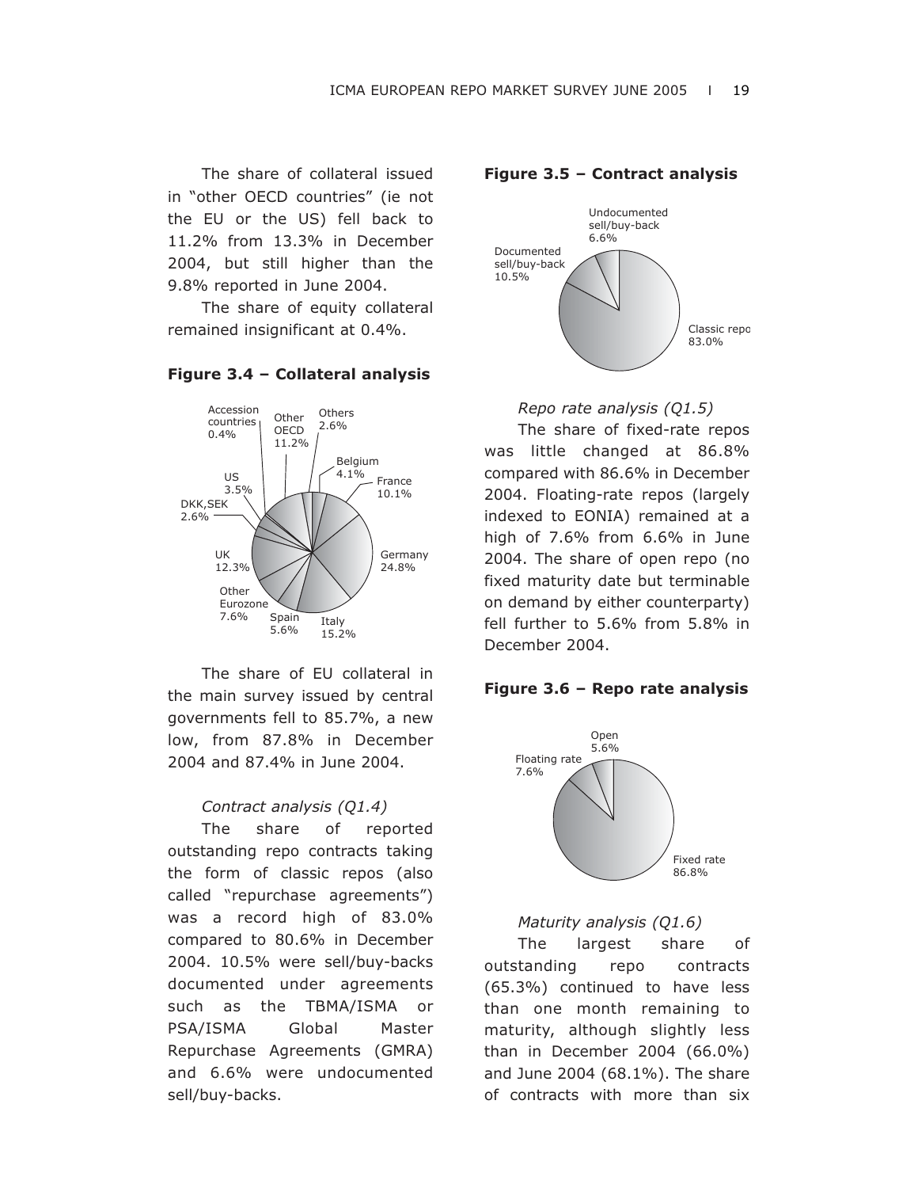The share of collateral issued in "other OECD countries" (ie not the EU or the US) fell back to 11.2% from 13.3% in December 2004, but still higher than the 9.8% reported in June 2004.

The share of equity collateral remained insignificant at 0.4%.

**Figure 3.4 – Collateral analysis**

Accession countries 0.4%; Other OECD 11.2%; Others 2.6%; Belgium 4.1%; France 10.1%; Germany 24.8%; Italy 15.2%; Spain 5.6%; Other Eurozone 7.6%; UK 12.3%; DKK,SEK 2.6%; US 3.5%

The share of EU collateral in the main survey issued by central governments fell to 85.7%, a new low, from 87.8% in December 2004 and 87.4% in June 2004.

*Contract analysis (Q1.4)*

The share of reported outstanding repo contracts taking the form of classic repos (also called "repurchase agreements") was a record high of 83.0% compared to 80.6% in December 2004. 10.5% were sell/buy-backs documented under agreements such as the TBMA/ISMA or PSA/ISMA Global Master Repurchase Agreements (GMRA) and 6.6% were undocumented sell/buy-backs.

**Figure 3.5 – Contract analysis**

Undocumented sell/buy-back 6.6%; Documented sell/buy-back 10.5%; Classic repo 83.0%

*Repo rate analysis (Q1.5)*

The share of fixed-rate repos was little changed at 86.8% compared with 86.6% in December 2004. Floating-rate repos (largely indexed to EONIA) remained at a high of 7.6% from 6.6% in June 2004. The share of open repo (no fixed maturity date but terminable on demand by either counterparty) fell further to 5.6% from 5.8% in December 2004.

**Figure 3.6 – Repo rate analysis**

Open 5.6%; Floating rate 7.6%; Fixed rate 86.8%

*Maturity analysis (Q1.6)*

The largest share of outstanding repo contracts (65.3%) continued to have less than one month remaining to maturity, although slightly less than in December 2004 (66.0%) and June 2004 (68.1%). The share of contracts with more than six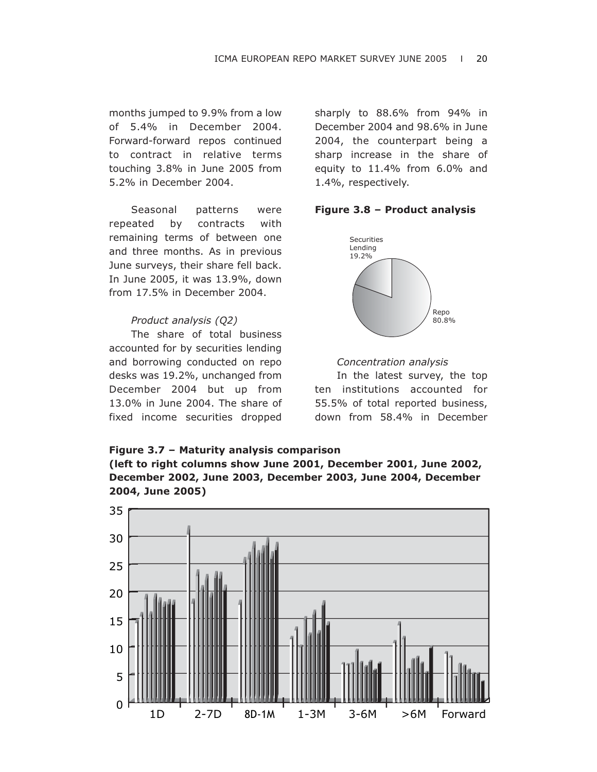months jumped to 9.9% from a low of 5.4% in December 2004. Forward-forward repos continued to contract in relative terms touching 3.8% in June 2005 from 5.2% in December 2004.

Seasonal patterns were repeated by contracts with remaining terms of between one and three months. As in previous June surveys, their share fell back. In June 2005, it was 13.9%, down from 17.5% in December 2004.

*Product analysis (Q2)*

The share of total business accounted for by securities lending and borrowing conducted on repo desks was 19.2%, unchanged from December 2004 but up from 13.0% in June 2004. The share of fixed income securities dropped sharply to 88.6% from 94% in December 2004 and 98.6% in June 2004, the counterpart being a sharp increase in the share of equity to 11.4% from 6.0% and 1.4%, respectively.

**Figure 3.8 – Product analysis**

Securities Lending 19.2%

Repo 80.8%

*Concentration analysis*

In the latest survey, the top ten institutions accounted for 55.5% of total reported business, down from 58.4% in December

**Figure 3.7 – Maturity analysis comparison (left to right columns show June 2001, December 2001, June 2002, December 2002, June 2003, December 2003, June 2004, December 2004, June 2005)**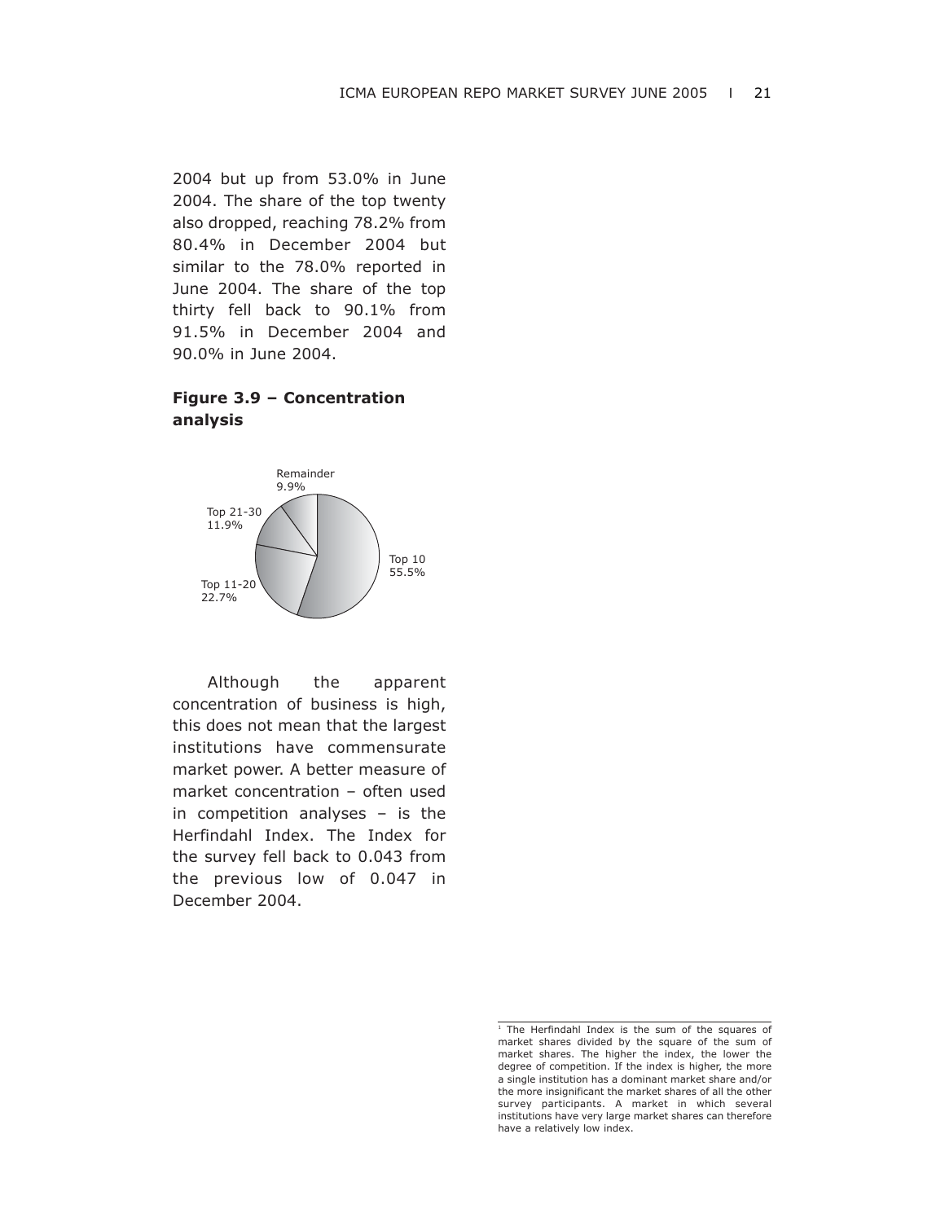2004 but up from 53.0% in June 2004. The share of the top twenty also dropped, reaching 78.2% from 80.4% in December 2004 but similar to the 78.0% reported in June 2004. The share of the top thirty fell back to 90.1% from 91.5% in December 2004 and 90.0% in June 2004.

**Figure 3.9 – Concentration analysis**

Remainder 9.9%

Top 21-30 11.9%

Top 11-20 22.7%

Top 10 55.5%

Although the apparent concentration of business is high, this does not mean that the largest institutions have commensurate market power. A better measure of market concentration – often used in competition analyses – is the Herfindahl Index. The Index for the survey fell back to 0.043 from the previous low of 0.047 in December 2004.

[1] The Herfindahl Index is the sum of the squares of market shares divided by the square of the sum of market shares. The higher the index, the lower the degree of competition. If the index is higher, the more a single institution has a dominant market share and/or the more insignificant the market shares of all the other survey participants. A market in which several institutions have very large market shares can therefore have a relatively low index.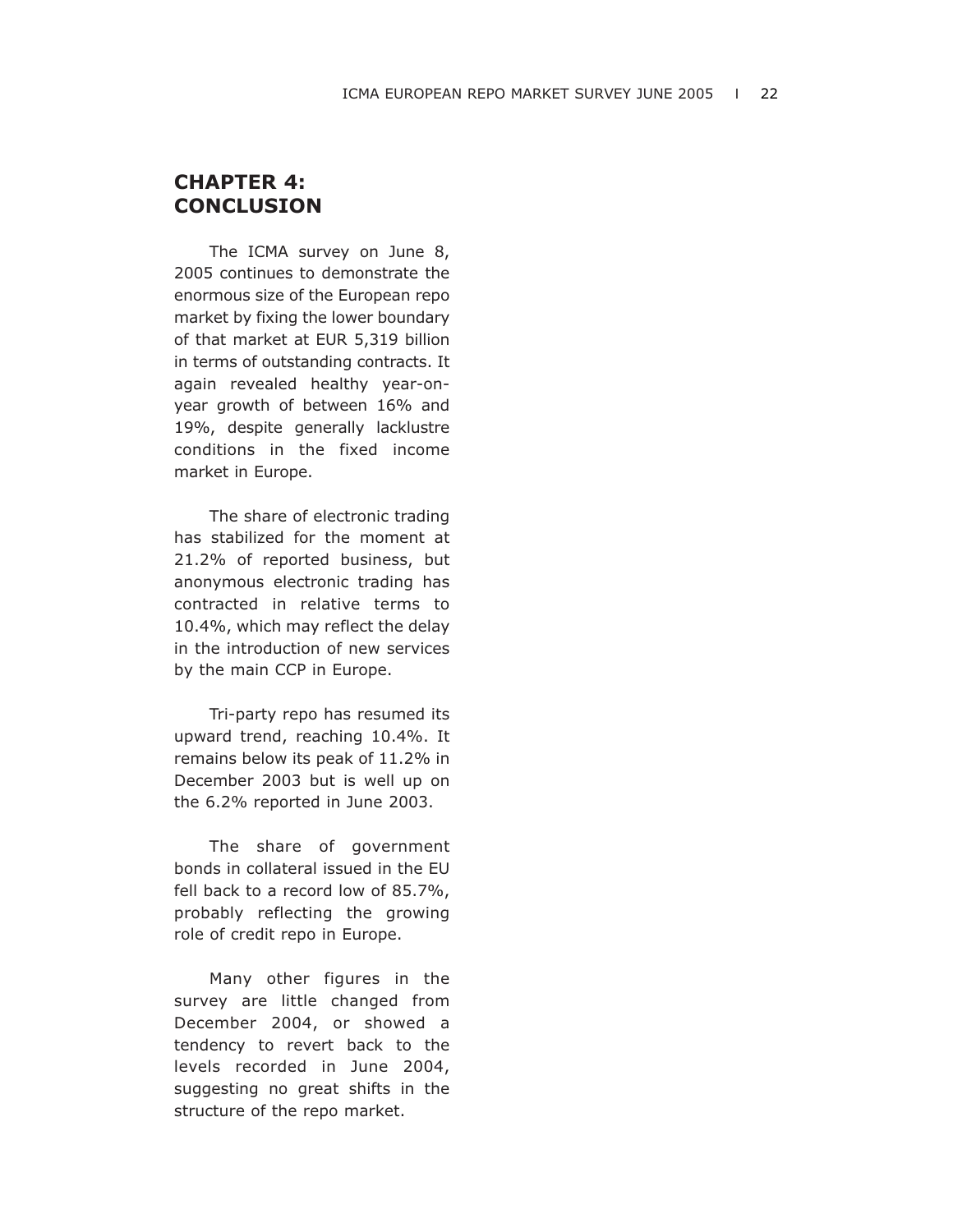# CHAPTER 4: CONCLUSION

The ICMA survey on June 8, 2005 continues to demonstrate the enormous size of the European repo market by fixing the lower boundary of that market at EUR 5,319 billion in terms of outstanding contracts. It again revealed healthy year-on-year growth of between 16% and 19%, despite generally lacklustre conditions in the fixed income market in Europe.

The share of electronic trading has stabilized for the moment at 21.2% of reported business, but anonymous electronic trading has contracted in relative terms to 10.4%, which may reflect the delay in the introduction of new services by the main CCP in Europe.

Tri-party repo has resumed its upward trend, reaching 10.4%. It remains below its peak of 11.2% in December 2003 but is well up on the 6.2% reported in June 2003.

The share of government bonds in collateral issued in the EU fell back to a record low of 85.7%, probably reflecting the growing role of credit repo in Europe.

Many other figures in the survey are little changed from December 2004, or showed a tendency to revert back to the levels recorded in June 2004, suggesting no great shifts in the structure of the repo market.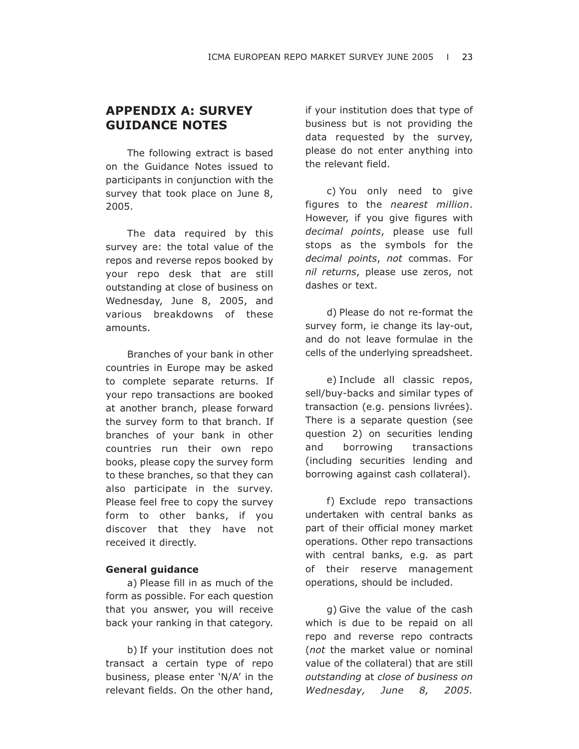## APPENDIX A: SURVEY GUIDANCE NOTES

The following extract is based on the Guidance Notes issued to participants in conjunction with the survey that took place on June 8, 2005.

The data required by this survey are: the total value of the repos and reverse repos booked by your repo desk that are still outstanding at close of business on Wednesday, June 8, 2005, and various breakdowns of these amounts.

Branches of your bank in other countries in Europe may be asked to complete separate returns. If your repo transactions are booked at another branch, please forward the survey form to that branch. If branches of your bank in other countries run their own repo books, please copy the survey form to these branches, so that they can also participate in the survey. Please feel free to copy the survey form to other banks, if you discover that they have not received it directly.

**General guidance**

a) Please fill in as much of the form as possible. For each question that you answer, you will receive back your ranking in that category.

b) If your institution does not transact a certain type of repo business, please enter 'N/A' in the relevant fields. On the other hand, if your institution does that type of business but is not providing the data requested by the survey, please do not enter anything into the relevant field.

c) You only need to give figures to the *nearest million*. However, if you give figures with *decimal points*, please use full stops as the symbols for the *decimal points*, *not* commas. For *nil returns*, please use zeros, not dashes or text.

d) Please do not re-format the survey form, ie change its lay-out, and do not leave formulae in the cells of the underlying spreadsheet.

e) Include all classic repos, sell/buy-backs and similar types of transaction (e.g. pensions livrées). There is a separate question (see question 2) on securities lending and borrowing transactions (including securities lending and borrowing against cash collateral).

f) Exclude repo transactions undertaken with central banks as part of their official money market operations. Other repo transactions with central banks, e.g. as part of their reserve management operations, should be included.

g) Give the value of the cash which is due to be repaid on all repo and reverse repo contracts (*not* the market value or nominal value of the collateral) that are still *outstanding* at *close of business on Wednesday, June 8, 2005.*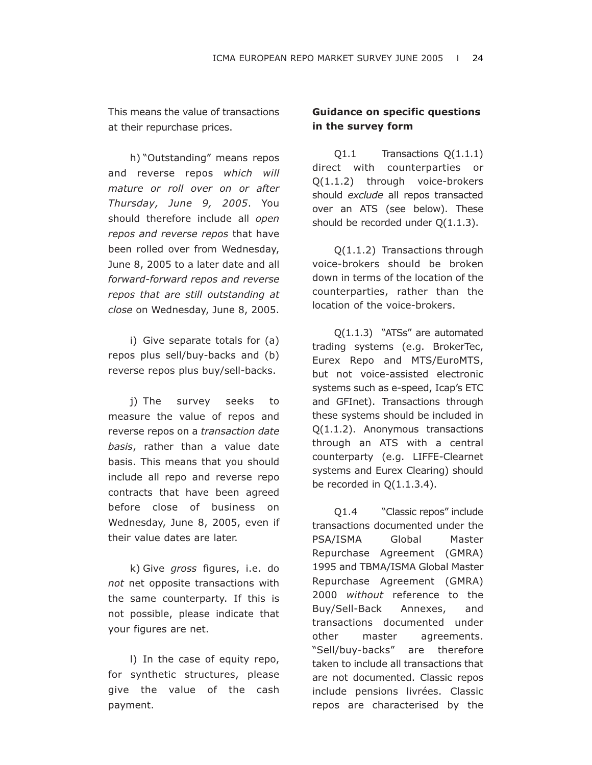This means the value of transactions at their repurchase prices.

h) "Outstanding" means repos and reverse repos *which will mature or roll over on or after Thursday, June 9, 2005*. You should therefore include all *open repos and reverse repos* that have been rolled over from Wednesday, June 8, 2005 to a later date and all *forward-forward repos and reverse repos that are still outstanding at close* on Wednesday, June 8, 2005.

i) Give separate totals for (a) repos plus sell/buy-backs and (b) reverse repos plus buy/sell-backs.

j) The survey seeks to measure the value of repos and reverse repos on a *transaction date basis*, rather than a value date basis. This means that you should include all repo and reverse repo contracts that have been agreed before close of business on Wednesday, June 8, 2005, even if their value dates are later.

k) Give *gross* figures, i.e. do *not* net opposite transactions with the same counterparty. If this is not possible, please indicate that your figures are net.

l) In the case of equity repo, for synthetic structures, please give the value of the cash payment.

**Guidance on specific questions in the survey form**

Q1.1 Transactions Q(1.1.1) direct with counterparties or Q(1.1.2) through voice-brokers should *exclude* all repos transacted over an ATS (see below). These should be recorded under Q(1.1.3).

Q(1.1.2) Transactions through voice-brokers should be broken down in terms of the location of the counterparties, rather than the location of the voice-brokers.

Q(1.1.3) "ATSs" are automated trading systems (e.g. BrokerTec, Eurex Repo and MTS/EuroMTS, but not voice-assisted electronic systems such as e-speed, Icap's ETC and GFInet). Transactions through these systems should be included in Q(1.1.2). Anonymous transactions through an ATS with a central counterparty (e.g. LIFFE-Clearnet systems and Eurex Clearing) should be recorded in Q(1.1.3.4).

Q1.4 "Classic repos" include transactions documented under the PSA/ISMA Global Master Repurchase Agreement (GMRA) 1995 and TBMA/ISMA Global Master Repurchase Agreement (GMRA) 2000 *without* reference to the Buy/Sell-Back Annexes, and transactions documented under other master agreements. "Sell/buy-backs" are therefore taken to include all transactions that are not documented. Classic repos include pensions livrées. Classic repos are characterised by the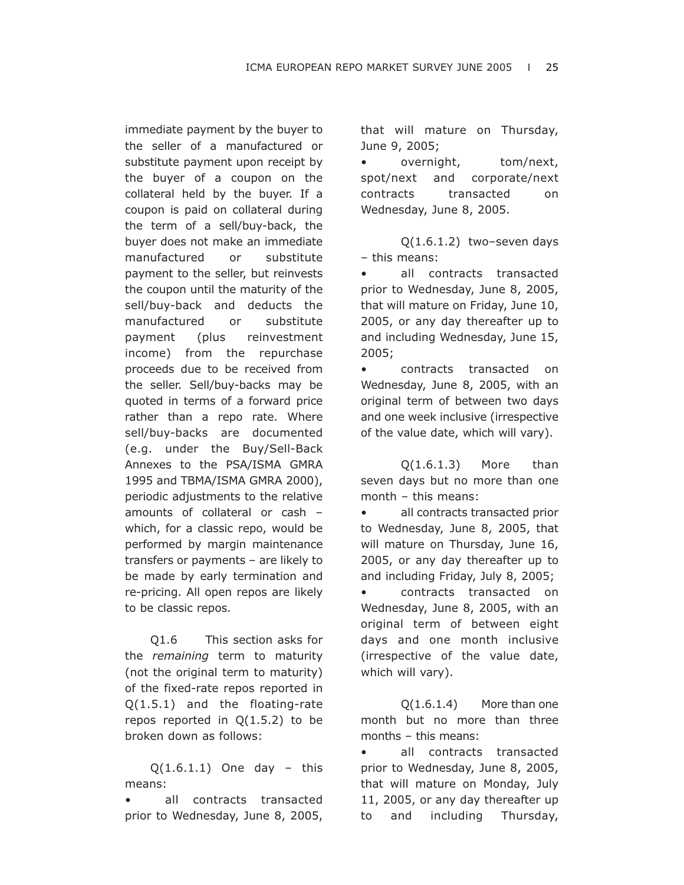immediate payment by the buyer to the seller of a manufactured or substitute payment upon receipt by the buyer of a coupon on the collateral held by the buyer. If a coupon is paid on collateral during the term of a sell/buy-back, the buyer does not make an immediate manufactured or substitute payment to the seller, but reinvests the coupon until the maturity of the sell/buy-back and deducts the manufactured or substitute payment (plus reinvestment income) from the repurchase proceeds due to be received from the seller. Sell/buy-backs may be quoted in terms of a forward price rather than a repo rate. Where sell/buy-backs are documented (e.g. under the Buy/Sell-Back Annexes to the PSA/ISMA GMRA 1995 and TBMA/ISMA GMRA 2000), periodic adjustments to the relative amounts of collateral or cash – which, for a classic repo, would be performed by margin maintenance transfers or payments – are likely to be made by early termination and re-pricing. All open repos are likely to be classic repos.

Q1.6 This section asks for the *remaining* term to maturity (not the original term to maturity) of the fixed-rate repos reported in Q(1.5.1) and the floating-rate repos reported in Q(1.5.2) to be broken down as follows:

Q(1.6.1.1) One day – this means:

- all contracts transacted prior to Wednesday, June 8, 2005, that will mature on Thursday, June 9, 2005;
- overnight, tom/next, spot/next and corporate/next contracts transacted on Wednesday, June 8, 2005.

Q(1.6.1.2) two–seven days – this means:

- all contracts transacted prior to Wednesday, June 8, 2005, that will mature on Friday, June 10, 2005, or any day thereafter up to and including Wednesday, June 15, 2005;
- contracts transacted on Wednesday, June 8, 2005, with an original term of between two days and one week inclusive (irrespective of the value date, which will vary).

Q(1.6.1.3) More than seven days but no more than one month – this means:

- all contracts transacted prior to Wednesday, June 8, 2005, that will mature on Thursday, June 16, 2005, or any day thereafter up to and including Friday, July 8, 2005;
- contracts transacted on Wednesday, June 8, 2005, with an original term of between eight days and one month inclusive (irrespective of the value date, which will vary).

Q(1.6.1.4) More than one month but no more than three months – this means:

- all contracts transacted prior to Wednesday, June 8, 2005, that will mature on Monday, July 11, 2005, or any day thereafter up to and including Thursday,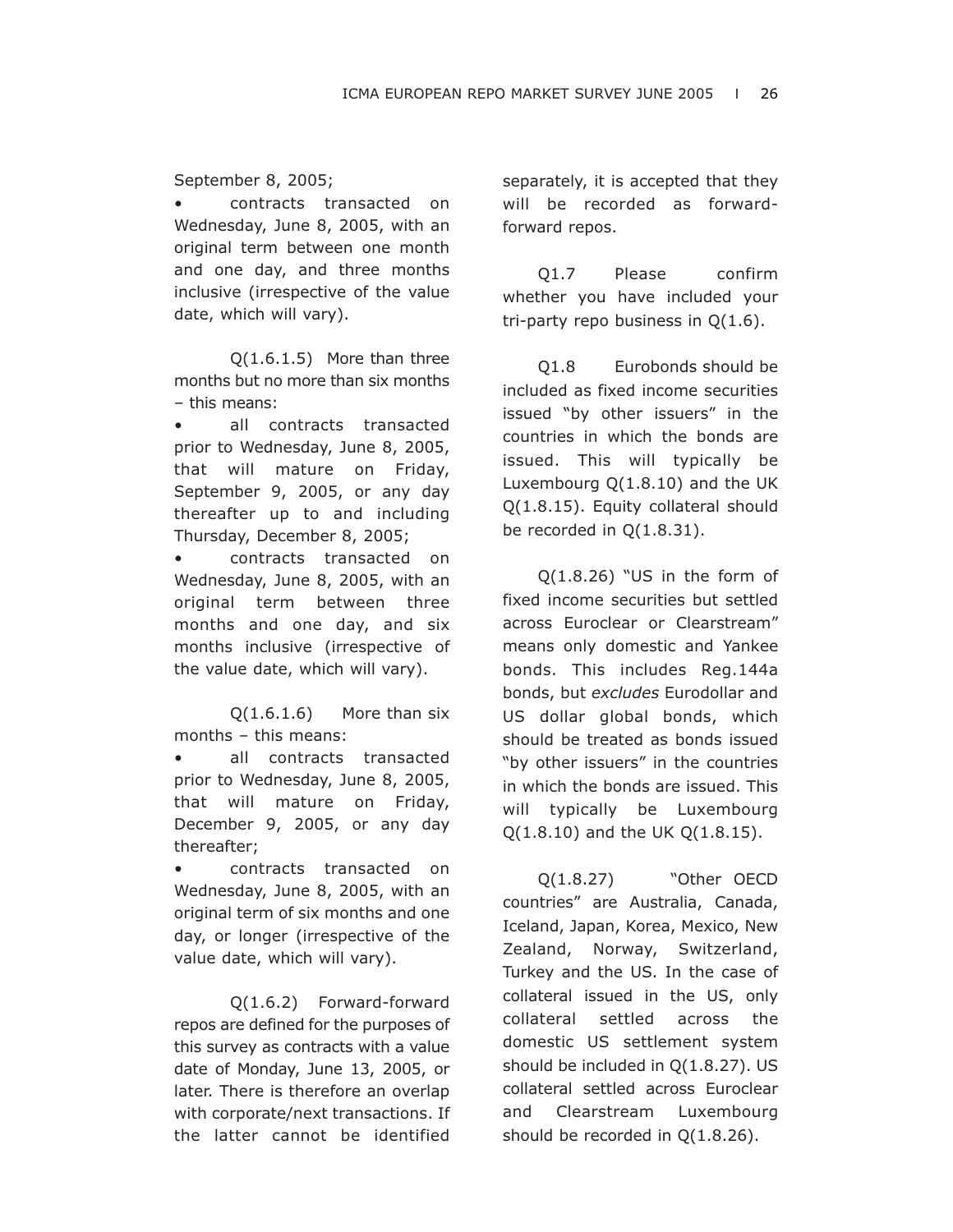September 8, 2005;

- contracts transacted on Wednesday, June 8, 2005, with an original term between one month and one day, and three months inclusive (irrespective of the value date, which will vary).

Q(1.6.1.5) More than three months but no more than six months – this means:

- all contracts transacted prior to Wednesday, June 8, 2005, that will mature on Friday, September 9, 2005, or any day thereafter up to and including Thursday, December 8, 2005;
- contracts transacted on Wednesday, June 8, 2005, with an original term between three months and one day, and six months inclusive (irrespective of the value date, which will vary).

Q(1.6.1.6) More than six months – this means:

- all contracts transacted prior to Wednesday, June 8, 2005, that will mature on Friday, December 9, 2005, or any day thereafter;
- contracts transacted on Wednesday, June 8, 2005, with an original term of six months and one day, or longer (irrespective of the value date, which will vary).

Q(1.6.2) Forward-forward repos are defined for the purposes of this survey as contracts with a value date of Monday, June 13, 2005, or later. There is therefore an overlap with corporate/next transactions. If the latter cannot be identified separately, it is accepted that they will be recorded as forward-forward repos.

Q1.7 Please confirm whether you have included your tri-party repo business in Q(1.6).

Q1.8 Eurobonds should be included as fixed income securities issued "by other issuers" in the countries in which the bonds are issued. This will typically be Luxembourg Q(1.8.10) and the UK Q(1.8.15). Equity collateral should be recorded in Q(1.8.31).

Q(1.8.26) "US in the form of fixed income securities but settled across Euroclear or Clearstream" means only domestic and Yankee bonds. This includes Reg.144a bonds, but *excludes* Eurodollar and US dollar global bonds, which should be treated as bonds issued "by other issuers" in the countries in which the bonds are issued. This will typically be Luxembourg Q(1.8.10) and the UK Q(1.8.15).

Q(1.8.27) "Other OECD countries" are Australia, Canada, Iceland, Japan, Korea, Mexico, New Zealand, Norway, Switzerland, Turkey and the US. In the case of collateral issued in the US, only collateral settled across the domestic US settlement system should be included in Q(1.8.27). US collateral settled across Euroclear and Clearstream Luxembourg should be recorded in Q(1.8.26).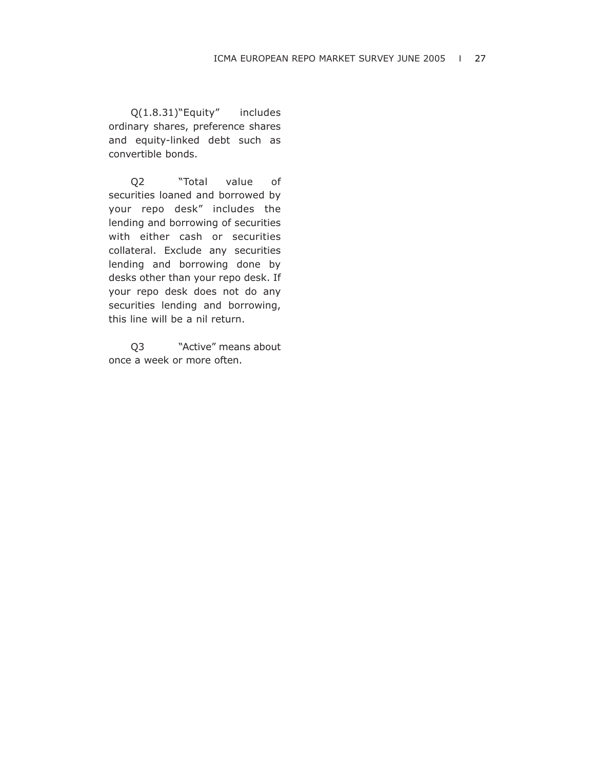Q(1.8.31)"Equity" includes ordinary shares, preference shares and equity-linked debt such as convertible bonds.

Q2 "Total value of securities loaned and borrowed by your repo desk" includes the lending and borrowing of securities with either cash or securities collateral. Exclude any securities lending and borrowing done by desks other than your repo desk. If your repo desk does not do any securities lending and borrowing, this line will be a nil return.

Q3 "Active" means about once a week or more often.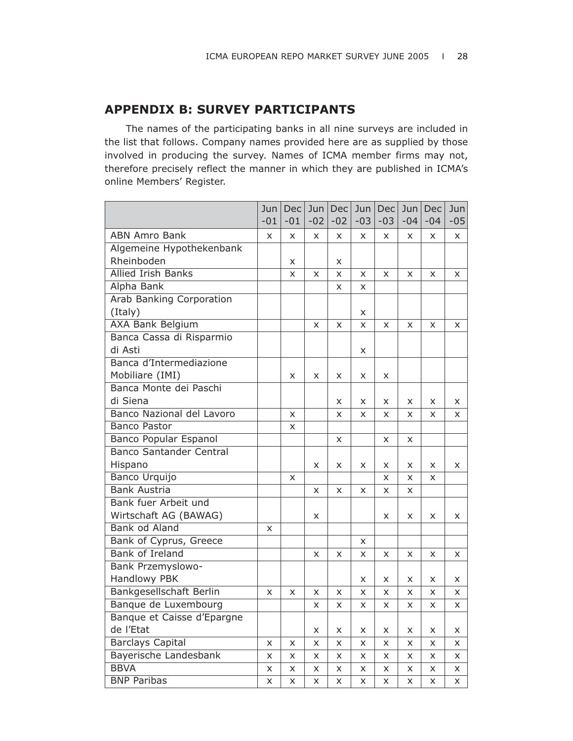## APPENDIX B: SURVEY PARTICIPANTS

The names of the participating banks in all nine surveys are included in the list that follows. Company names provided here are as supplied by those involved in producing the survey. Names of ICMA member firms may not, therefore precisely reflect the manner in which they are published in ICMA's online Members' Register.

| | Jun -01 | Dec -01 | Jun -02 | Dec -02 | Jun -03 | Dec -03 | Jun -04 | Dec -04 | Jun -05 |
|---|---|---|---|---|---|---|---|---|---|
| ABN Amro Bank | x | x | x | x | x | x | x | x | x |
| Algemeine Hypothekenbank Rheinboden | | x | | x | | | | | |
| Allied Irish Banks | | x | x | x | x | x | x | x | x |
| Alpha Bank | | | | x | x | | | | |
| Arab Banking Corporation (Italy) | | | | | x | | | | |
| AXA Bank Belgium | | | x | x | x | x | x | x | x |
| Banca Cassa di Risparmio di Asti | | | | | x | | | | |
| Banca d'Intermediazione Mobiliare (IMI) | | x | x | x | x | x | | | |
| Banca Monte dei Paschi di Siena | | | | x | x | x | x | x | x |
| Banco Nazional del Lavoro | | x | | x | x | x | x | x | x |
| Banco Pastor | | x | | | | | | | |
| Banco Popular Espanol | | | | x | | x | x | | |
| Banco Santander Central Hispano | | | x | x | x | x | x | x | x |
| Banco Urquijo | | x | | | | x | x | x | |
| Bank Austria | | | x | x | x | x | x | | |
| Bank fuer Arbeit und Wirtschaft AG (BAWAG) | | | x | | | x | x | x | x |
| Bank od Aland | x | | | | | | | | |
| Bank of Cyprus, Greece | | | | | x | | | | |
| Bank of Ireland | | | x | x | x | x | x | x | x |
| Bank Przemyslowo-Handlowy PBK | | | | | x | x | x | x | x |
| Bankgesellschaft Berlin | x | x | x | x | x | x | x | x | x |
| Banque de Luxembourg | | | x | x | x | x | x | x | x |
| Banque et Caisse d'Epargne de l'Etat | | | x | x | x | x | x | x | x |
| Barclays Capital | x | x | x | x | x | x | x | x | x |
| Bayerische Landesbank | x | x | x | x | x | x | x | x | x |
| BBVA | x | x | x | x | x | x | x | x | x |
| BNP Paribas | x | x | x | x | x | x | x | x | x |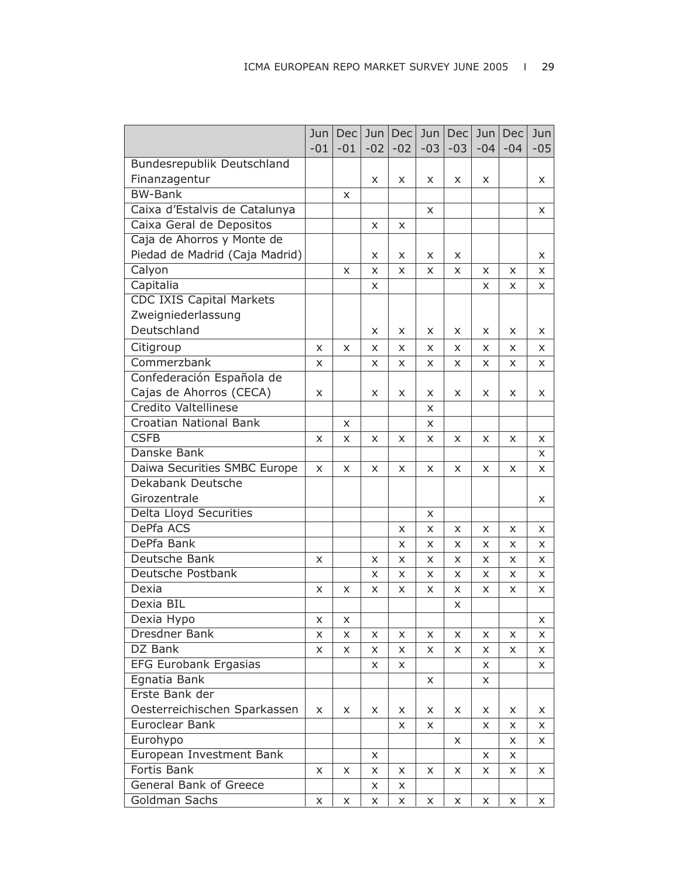| | Jun -01 | Dec -01 | Jun -02 | Dec -02 | Jun -03 | Dec -03 | Jun -04 | Dec -04 | Jun -05 |
|---|---|---|---|---|---|---|---|---|---|
| Bundesrepublik Deutschland Finanzagentur | | | x | x | x | x | x | | x |
| BW-Bank | | x | | | | | | | |
| Caixa d'Estalvis de Catalunya | | | | | x | | | | x |
| Caixa Geral de Depositos | | | x | x | | | | | |
| Caja de Ahorros y Monte de Piedad de Madrid (Caja Madrid) | | | x | x | x | x | | | x |
| Calyon | | x | x | x | x | x | x | x | x |
| Capitalia | | | x | | | | x | x | x |
| CDC IXIS Capital Markets Zweigniederlassung Deutschland | | | x | x | x | x | x | x | x |
| Citigroup | x | x | x | x | x | x | x | x | x |
| Commerzbank | x | | x | x | x | x | x | x | x |
| Confederación Española de Cajas de Ahorros (CECA) | x | | x | x | x | x | x | x | x |
| Credito Valtellinese | | | | | x | | | | |
| Croatian National Bank | | x | | | x | | | | |
| CSFB | x | x | x | x | x | x | x | x | x |
| Danske Bank | | | | | | | | | x |
| Daiwa Securities SMBC Europe | x | x | x | x | x | x | x | x | x |
| Dekabank Deutsche Girozentrale | | | | | | | | | x |
| Delta Lloyd Securities | | | | | x | | | | |
| DePfa ACS | | | | x | x | x | x | x | x |
| DePfa Bank | | | | x | x | x | x | x | x |
| Deutsche Bank | x | | x | x | x | x | x | x | x |
| Deutsche Postbank | | | x | x | x | x | x | x | x |
| Dexia | x | x | x | x | x | x | x | x | x |
| Dexia BIL | | | | | | x | | | |
| Dexia Hypo | x | x | | | | | | | x |
| Dresdner Bank | x | x | x | x | x | x | x | x | x |
| DZ Bank | x | x | x | x | x | x | x | x | x |
| EFG Eurobank Ergasias | | | x | x | | | x | | x |
| Egnatia Bank | | | | | x | | x | | |
| Erste Bank der Oesterreichischen Sparkassen | x | x | x | x | x | x | x | x | x |
| Euroclear Bank | | | | x | x | | x | x | x |
| Eurohypo | | | | | | x | | x | x |
| European Investment Bank | | | x | | | | x | x | |
| Fortis Bank | x | x | x | x | x | x | x | x | x |
| General Bank of Greece | | | x | x | | | | | |
| Goldman Sachs | x | x | x | x | x | x | x | x | x |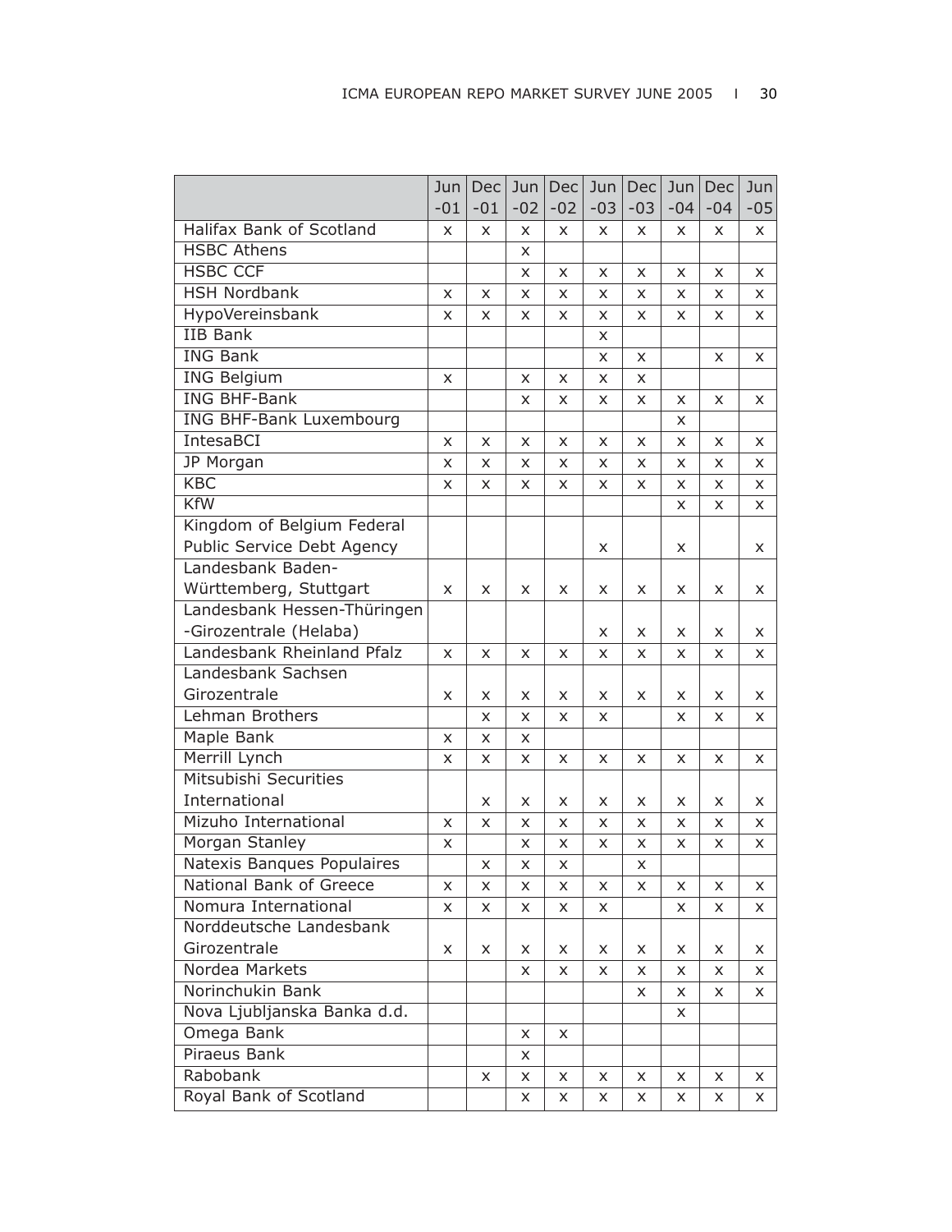| | Jun -01 | Dec -01 | Jun -02 | Dec -02 | Jun -03 | Dec -03 | Jun -04 | Dec -04 | Jun -05 |
|---|---|---|---|---|---|---|---|---|---|
| Halifax Bank of Scotland | x | x | x | x | x | x | x | x | x |
| HSBC Athens | | | x | | | | | | |
| HSBC CCF | | | x | x | x | x | x | x | x |
| HSH Nordbank | x | x | x | x | x | x | x | x | x |
| HypoVereinsbank | x | x | x | x | x | x | x | x | x |
| IIB Bank | | | | | x | | | | |
| ING Bank | | | | | x | x | | x | x |
| ING Belgium | x | | x | x | x | x | | | |
| ING BHF-Bank | | | x | x | x | x | x | x | x |
| ING BHF-Bank Luxembourg | | | | | | | x | | |
| IntesaBCI | x | x | x | x | x | x | x | x | x |
| JP Morgan | x | x | x | x | x | x | x | x | x |
| KBC | x | x | x | x | x | x | x | x | x |
| KfW | | | | | | | x | x | x |
| Kingdom of Belgium Federal Public Service Debt Agency | | | | | x | | x | | x |
| Landesbank Baden-Württemberg, Stuttgart | x | x | x | x | x | x | x | x | x |
| Landesbank Hessen-Thüringen -Girozentrale (Helaba) | | | | | x | x | x | x | x |
| Landesbank Rheinland Pfalz | x | x | x | x | x | x | x | x | x |
| Landesbank Sachsen Girozentrale | x | x | x | x | x | x | x | x | x |
| Lehman Brothers | | x | x | x | x | | x | x | x |
| Maple Bank | x | x | x | | | | | | |
| Merrill Lynch | x | x | x | x | x | x | x | x | x |
| Mitsubishi Securities International | | x | x | x | x | x | x | x | x |
| Mizuho International | x | x | x | x | x | x | x | x | x |
| Morgan Stanley | x | | x | x | x | x | x | x | x |
| Natexis Banques Populaires | | x | x | x | | x | | | |
| National Bank of Greece | x | x | x | x | x | x | x | x | x |
| Nomura International | x | x | x | x | x | | x | x | x |
| Norddeutsche Landesbank Girozentrale | x | x | x | x | x | x | x | x | x |
| Nordea Markets | | | x | x | x | x | x | x | x |
| Norinchukin Bank | | | | | | x | x | x | x |
| Nova Ljubljanska Banka d.d. | | | | | | | x | | |
| Omega Bank | | | x | x | | | | | |
| Piraeus Bank | | | x | | | | | | |
| Rabobank | | x | x | x | x | x | x | x | x |
| Royal Bank of Scotland | | | x | x | x | x | x | x | x |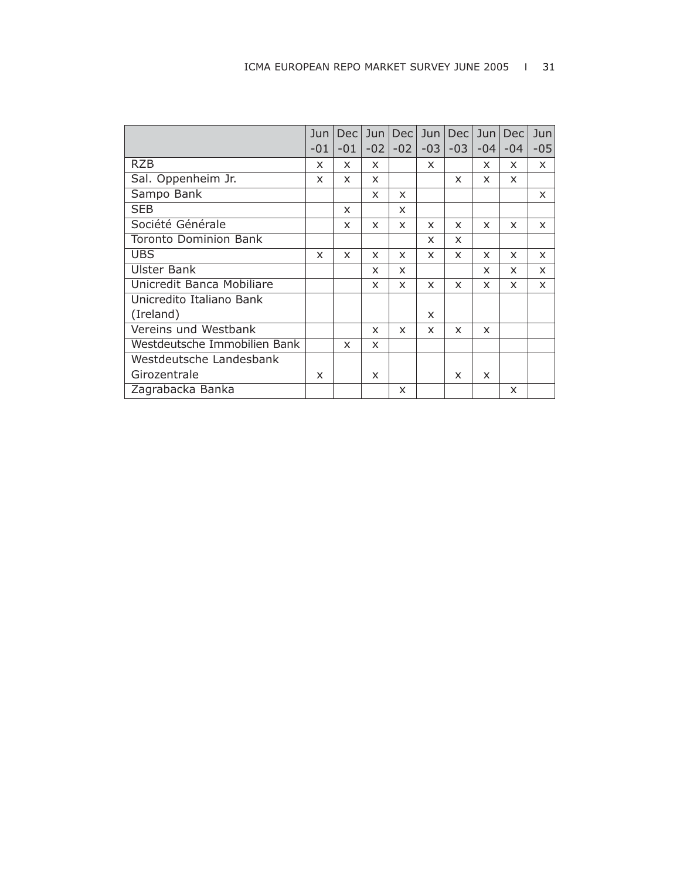| | Jun -01 | Dec -01 | Jun -02 | Dec -02 | Jun -03 | Dec -03 | Jun -04 | Dec -04 | Jun -05 |
|---|---|---|---|---|---|---|---|---|---|
| RZB | x | x | x | | x | | x | x | x |
| Sal. Oppenheim Jr. | x | x | x | | | x | x | x | |
| Sampo Bank | | | x | x | | | | | x |
| SEB | | x | | x | | | | | |
| Société Générale | | x | x | x | x | x | x | x | x |
| Toronto Dominion Bank | | | | | x | x | | | |
| UBS | x | x | x | x | x | x | x | x | x |
| Ulster Bank | | | x | x | | | x | x | x |
| Unicredit Banca Mobiliare | | | x | x | x | x | x | x | x |
| Unicredito Italiano Bank (Ireland) | | | | | x | | | | |
| Vereins und Westbank | | | x | x | x | x | x | | |
| Westdeutsche Immobilien Bank | | x | x | | | | | | |
| Westdeutsche Landesbank Girozentrale | x | | x | | | x | x | | |
| Zagrabacka Banka | | | | x | | | | x | |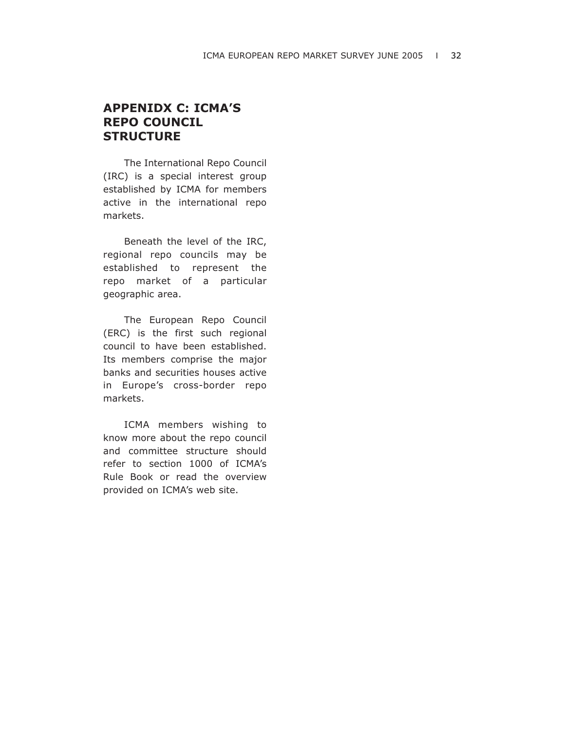## APPENIDX C: ICMA'S REPO COUNCIL STRUCTURE

The International Repo Council (IRC) is a special interest group established by ICMA for members active in the international repo markets.

Beneath the level of the IRC, regional repo councils may be established to represent the repo market of a particular geographic area.

The European Repo Council (ERC) is the first such regional council to have been established. Its members comprise the major banks and securities houses active in Europe's cross-border repo markets.

ICMA members wishing to know more about the repo council and committee structure should refer to section 1000 of ICMA's Rule Book or read the overview provided on ICMA's web site.